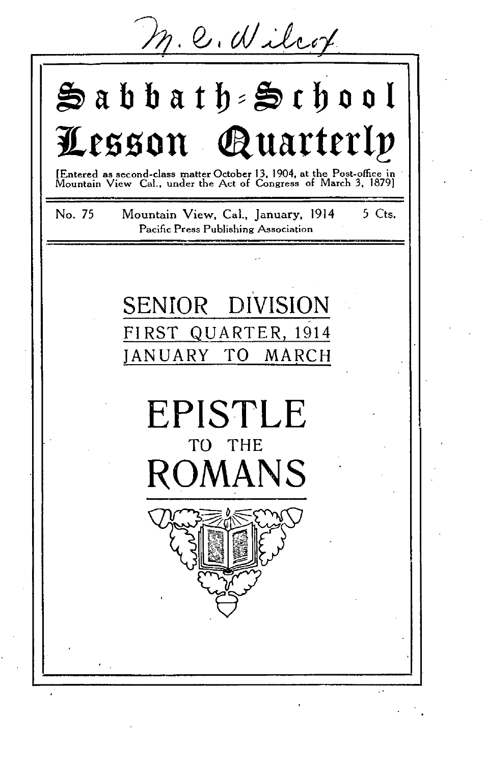M. C. Wilcox

# Sabbath-School Lesson Quarterly

[Entered as second-class matter October 13, 1904, at the Post-office in Mountain View Cal., under the Act of Congress of March 3, 1879]

No. 75 Mountain View, Cal., January, 1914 5 Cts.

Pacific Press Publishing Association

## SENIOR DIVISION

FIRST QUARTER, 1914

JANUARY TO MARCH

# EPISTLE TO THE ROMANS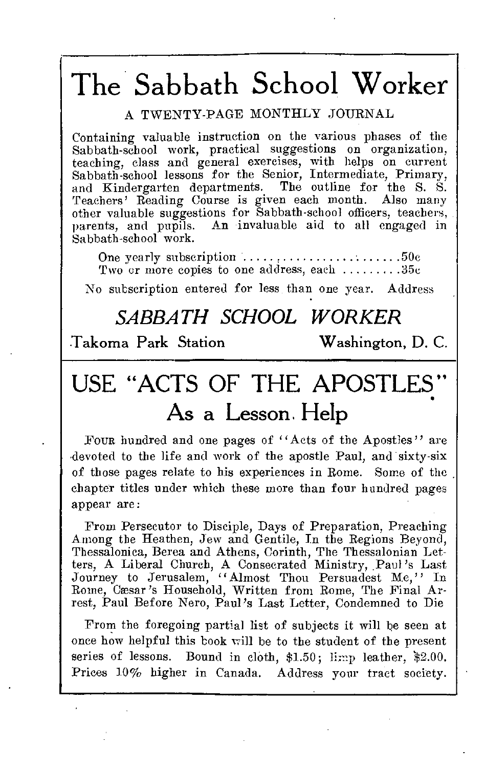# The Sabbath School Worker

A TWENTY-PAGE MONTHLY JOURNAL

Containing valuable instruction on the various phases of the Sabbath-school work, practical suggestions on organization, teaching, class and general exercises, with helps on current Sabbath-school lessons for the Senior, Intermediate, Primary, and Kindergarten departments. The outline for the S. S. Teachers' Reading Course is given each month. Also many other valuable suggestions for Sabbath-school officers, teachers, parents, and pupils. An invaluable aid to all engaged in Sabbath-school work.

One yearly subscription ....................... 50c
Two or more copies to one address, each ......... 35c

No subscription entered for less than one year. Address

## *SABBATH SCHOOL WORKER*

Takoma Park Station — Washington, D. C.

---

# USE "ACTS OF THE APOSTLES" As a Lesson Help

FOUR hundred and one pages of "Acts of the Apostles" are devoted to the life and work of the apostle Paul, and sixty-six of those pages relate to his experiences in Rome. Some of the chapter titles under which these more than four hundred pages appear are:

From Persecutor to Disciple, Days of Preparation, Preaching Among the Heathen, Jew and Gentile, In the Regions Beyond, Thessalonica, Berea and Athens, Corinth, The Thessalonian Letters, A Liberal Church, A Consecrated Ministry, Paul's Last Journey to Jerusalem, "Almost Thou Persuadest Me," In Rome, Cæsar's Household, Written from Rome, The Final Arrest, Paul Before Nero, Paul's Last Letter, Condemned to Die

From the foregoing partial list of subjects it will be seen at once how helpful this book will be to the student of the present series of lessons. Bound in cloth, $1.50; limp leather, $2.00. Prices 10% higher in Canada. Address your tract society.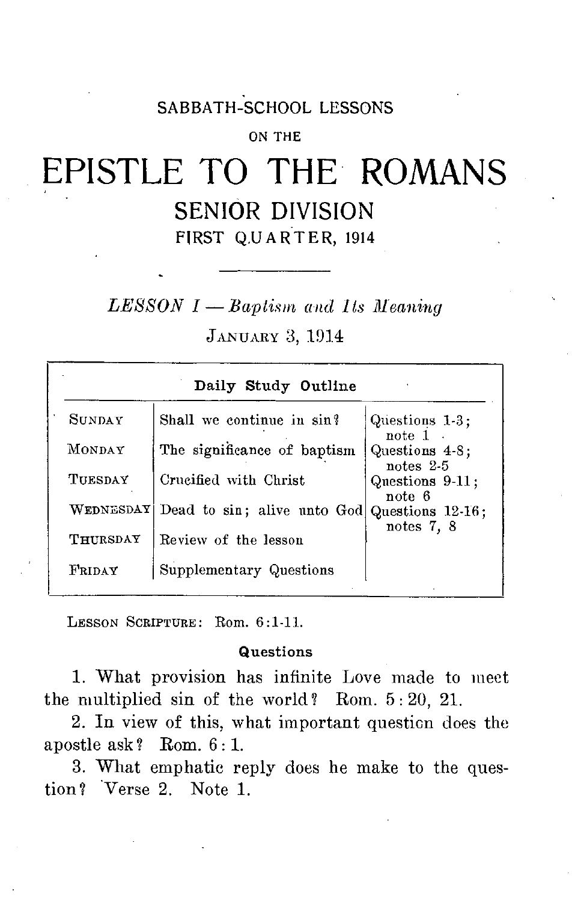SABBATH-SCHOOL LESSONS

ON THE

# EPISTLE TO THE ROMANS

## SENIOR DIVISION

FIRST QUARTER, 1914

---

### *LESSON I — Baptism and Its Meaning*

JANUARY 3, 1914

| Daily Study Outline | | |
|---|---|---|
| SUNDAY | Shall we continue in sin? | Questions 1-3; note 1 |
| MONDAY | The significance of baptism | Questions 4-8; notes 2-5 |
| TUESDAY | Crucified with Christ | Questions 9-11; note 6 |
| WEDNESDAY | Dead to sin; alive unto God | Questions 12-16; notes 7, 8 |
| THURSDAY | Review of the lesson | |
| FRIDAY | Supplementary Questions | |

LESSON SCRIPTURE: Rom. 6:1-11.

**Questions**

1. What provision has infinite Love made to meet the multiplied sin of the world? Rom. 5:20, 21.

2. In view of this, what important question does the apostle ask? Rom. 6:1.

3. What emphatic reply does he make to the question? Verse 2. Note 1.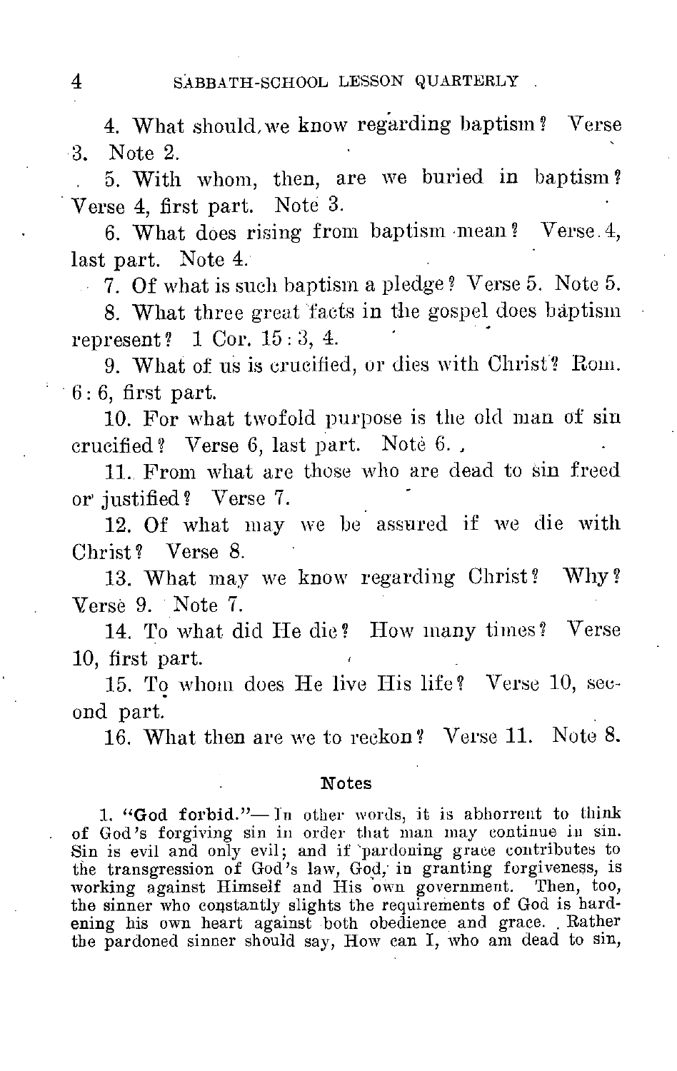4. What should we know regarding baptism? Verse 3. Note 2.

5. With whom, then, are we buried in baptism? Verse 4, first part. Note 3.

6. What does rising from baptism mean? Verse 4, last part. Note 4.

7. Of what is such baptism a pledge? Verse 5. Note 5.

8. What three great facts in the gospel does baptism represent? 1 Cor. 15:3, 4.

9. What of us is crucified, or dies with Christ? Rom. 6:6, first part.

10. For what twofold purpose is the old man of sin crucified? Verse 6, last part. Note 6.

11. From what are those who are dead to sin freed or justified? Verse 7.

12. Of what may we be assured if we die with Christ? Verse 8.

13. What may we know regarding Christ? Why? Verse 9. Note 7.

14. To what did He die? How many times? Verse 10, first part.

15. To whom does He live His life? Verse 10, second part.

16. What then are we to reckon? Verse 11. Note 8.

### Notes

1. **"God forbid."**— In other words, it is abhorrent to think of God's forgiving sin in order that man may continue in sin. Sin is evil and only evil; and if pardoning grace contributes to the transgression of God's law, God, in granting forgiveness, is working against Himself and His own government. Then, too, the sinner who constantly slights the requirements of God is hardening his own heart against both obedience and grace. Rather the pardoned sinner should say, How can I, who am dead to sin,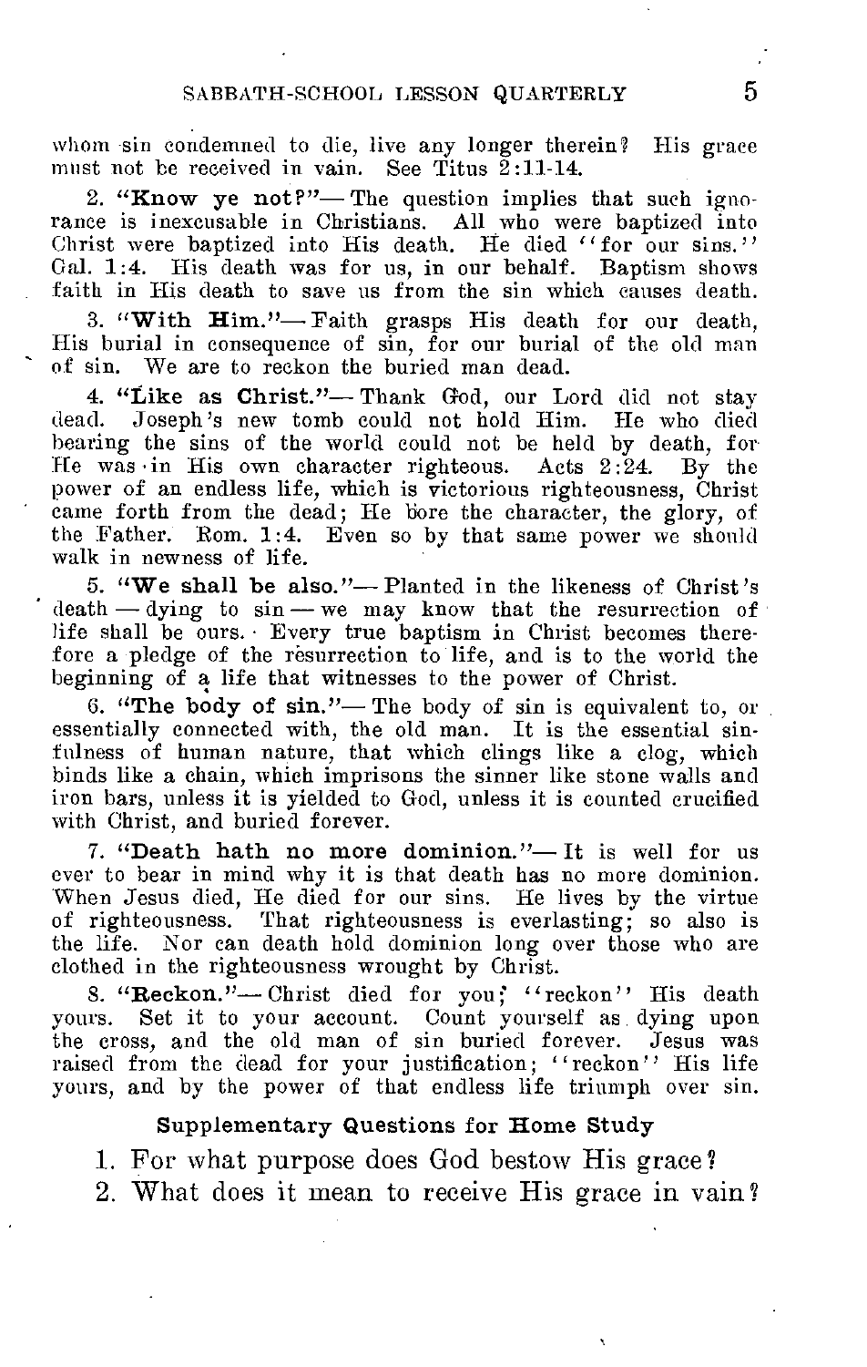whom sin condemned to die, live any longer therein? His grace must not be received in vain. See Titus 2:11-14.

2. **"Know ye not?"**— The question implies that such ignorance is inexcusable in Christians. All who were baptized into Christ were baptized into His death. He died "for our sins." Gal. 1:4. His death was for us, in our behalf. Baptism shows faith in His death to save us from the sin which causes death.

3. **"With Him."**— Faith grasps His death for our death, His burial in consequence of sin, for our burial of the old man of sin. We are to reckon the buried man dead.

4. **"Like as Christ."**— Thank God, our Lord did not stay dead. Joseph's new tomb could not hold Him. He who died bearing the sins of the world could not be held by death, for He was in His own character righteous. Acts 2:24. By the power of an endless life, which is victorious righteousness, Christ came forth from the dead; He bore the character, the glory, of the Father. Rom. 1:4. Even so by that same power we should walk in newness of life.

5. **"We shall be also."**— Planted in the likeness of Christ's death — dying to sin — we may know that the resurrection of life shall be ours. Every true baptism in Christ becomes therefore a pledge of the resurrection to life, and is to the world the beginning of a life that witnesses to the power of Christ.

6. **"The body of sin."**— The body of sin is equivalent to, or essentially connected with, the old man. It is the essential sinfulness of human nature, that which clings like a clog, which binds like a chain, which imprisons the sinner like stone walls and iron bars, unless it is yielded to God, unless it is counted crucified with Christ, and buried forever.

7. **"Death hath no more dominion."**— It is well for us ever to bear in mind why it is that death has no more dominion. When Jesus died, He died for our sins. He lives by the virtue of righteousness. That righteousness is everlasting; so also is the life. Nor can death hold dominion long over those who are clothed in the righteousness wrought by Christ.

8. **"Reckon."**— Christ died for you; "reckon" His death yours. Set it to your account. Count yourself as dying upon the cross, and the old man of sin buried forever. Jesus was raised from the dead for your justification; "reckon" His life yours, and by the power of that endless life triumph over sin.

### Supplementary Questions for Home Study

1. For what purpose does God bestow His grace?
2. What does it mean to receive His grace in vain?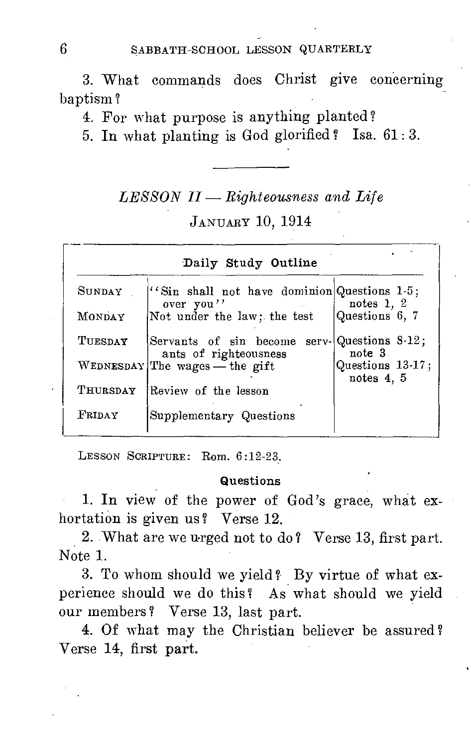3. What commands does Christ give concerning baptism?

4. For what purpose is anything planted?

5. In what planting is God glorified? Isa. 61: 3.

---

## *LESSON II — Righteousness and Life*

JANUARY 10, 1914

| Daily Study Outline | | |
|---|---|---|
| SUNDAY | "Sin shall not have dominion over you" | Questions 1-5; notes 1, 2 |
| MONDAY | Not under the law; the test | Questions 6, 7 |
| TUESDAY | Servants of sin become servants of righteousness | Questions 8-12; note 3 |
| WEDNESDAY | The wages — the gift | Questions 13-17; notes 4, 5 |
| THURSDAY | Review of the lesson | |
| FRIDAY | Supplementary Questions | |

LESSON SCRIPTURE: Rom. 6:12-23.

### Questions

1. In view of the power of God's grace, what exhortation is given us? Verse 12.

2. What are we urged not to do? Verse 13, first part. Note 1.

3. To whom should we yield? By virtue of what experience should we do this? As what should we yield our members? Verse 13, last part.

4. Of what may the Christian believer be assured? Verse 14, first part.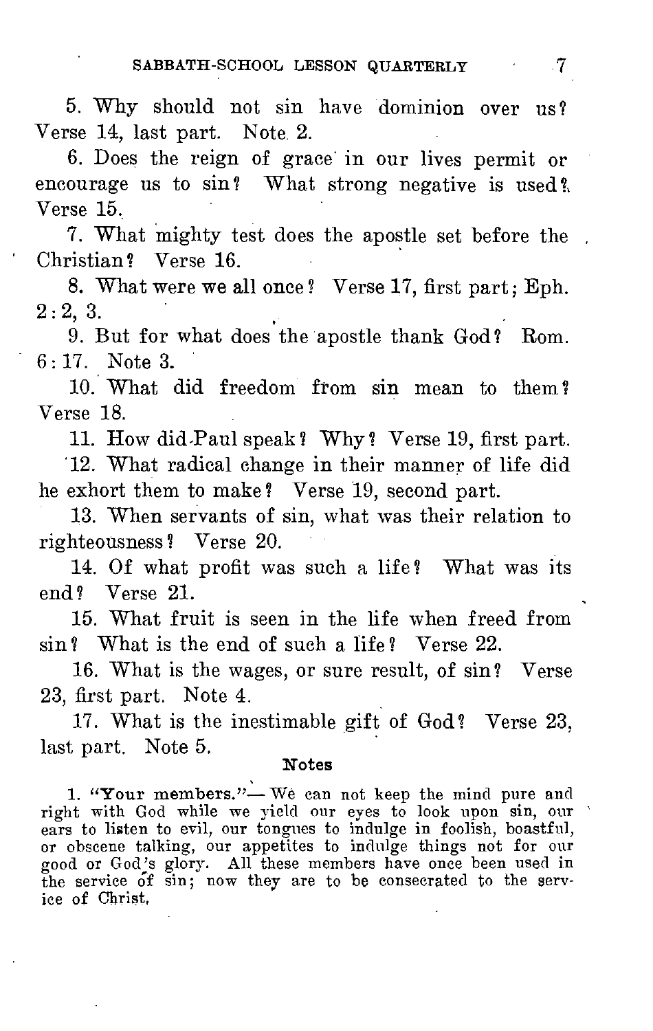5. Why should not sin have dominion over us? Verse 14, last part. Note 2.

6. Does the reign of grace in our lives permit or encourage us to sin? What strong negative is used? Verse 15.

7. What mighty test does the apostle set before the Christian? Verse 16.

8. What were we all once? Verse 17, first part; Eph. 2:2, 3.

9. But for what does the apostle thank God? Rom. 6:17. Note 3.

10. What did freedom from sin mean to them? Verse 18.

11. How did Paul speak? Why? Verse 19, first part.

12. What radical change in their manner of life did he exhort them to make? Verse 19, second part.

13. When servants of sin, what was their relation to righteousness? Verse 20.

14. Of what profit was such a life? What was its end? Verse 21.

15. What fruit is seen in the life when freed from sin? What is the end of such a life? Verse 22.

16. What is the wages, or sure result, of sin? Verse 23, first part. Note 4.

17. What is the inestimable gift of God? Verse 23, last part. Note 5.

### Notes

1. **"Your members."**— We can not keep the mind pure and right with God while we yield our eyes to look upon sin, our ears to listen to evil, our tongues to indulge in foolish, boastful, or obscene talking, our appetites to indulge things not for our good or God's glory. All these members have once been used in the service of sin; now they are to be consecrated to the service of Christ.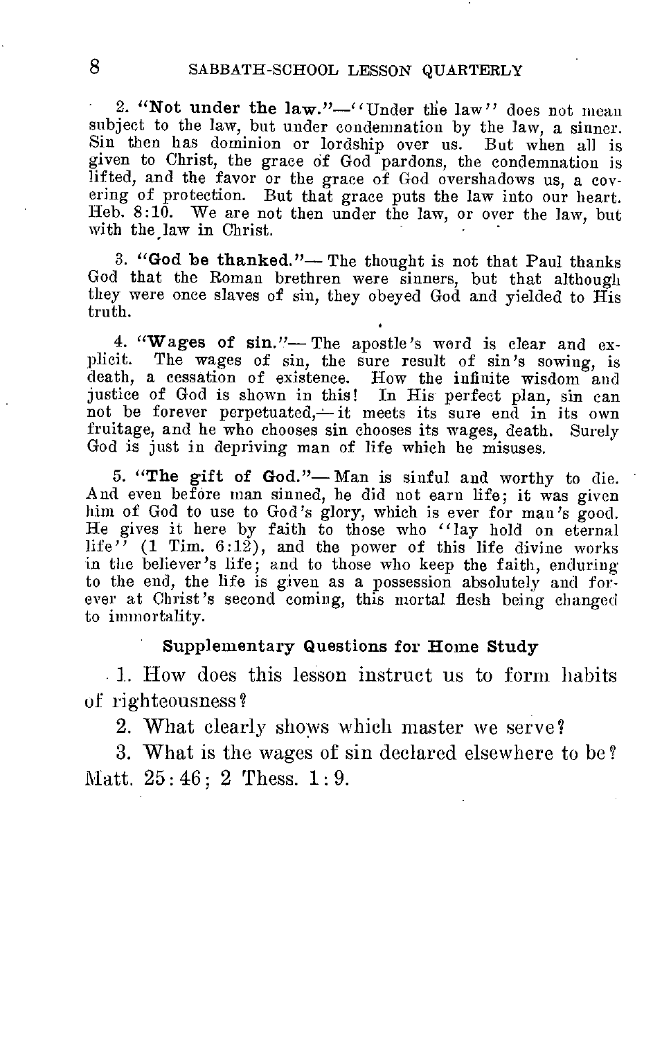2. **"Not under the law."**—"Under the law" does not mean subject to the law, but under condemnation by the law, a sinner. Sin then has dominion or lordship over us. But when all is given to Christ, the grace of God pardons, the condemnation is lifted, and the favor or the grace of God overshadows us, a covering of protection. But that grace puts the law into our heart. Heb. 8:10. We are not then under the law, or over the law, but with the law in Christ.

3. **"God be thanked."**— The thought is not that Paul thanks God that the Roman brethren were sinners, but that although they were once slaves of sin, they obeyed God and yielded to His truth.

4. **"Wages of sin."**— The apostle's word is clear and explicit. The wages of sin, the sure result of sin's sowing, is death, a cessation of existence. How the infinite wisdom and justice of God is shown in this! In His perfect plan, sin can not be forever perpetuated,— it meets its sure end in its own fruitage, and he who chooses sin chooses its wages, death. Surely God is just in depriving man of life which he misuses.

5. **"The gift of God."**— Man is sinful and worthy to die. And even before man sinned, he did not earn life; it was given him of God to use to God's glory, which is ever for man's good. He gives it here by faith to those who "lay hold on eternal life" (1 Tim. 6:12), and the power of this life divine works in the believer's life; and to those who keep the faith, enduring to the end, the life is given as a possession absolutely and forever at Christ's second coming, this mortal flesh being changed to immortality.

### Supplementary Questions for Home Study

1. How does this lesson instruct us to form habits of righteousness?

2. What clearly shows which master we serve?

3. What is the wages of sin declared elsewhere to be? Matt. 25:46; 2 Thess. 1:9.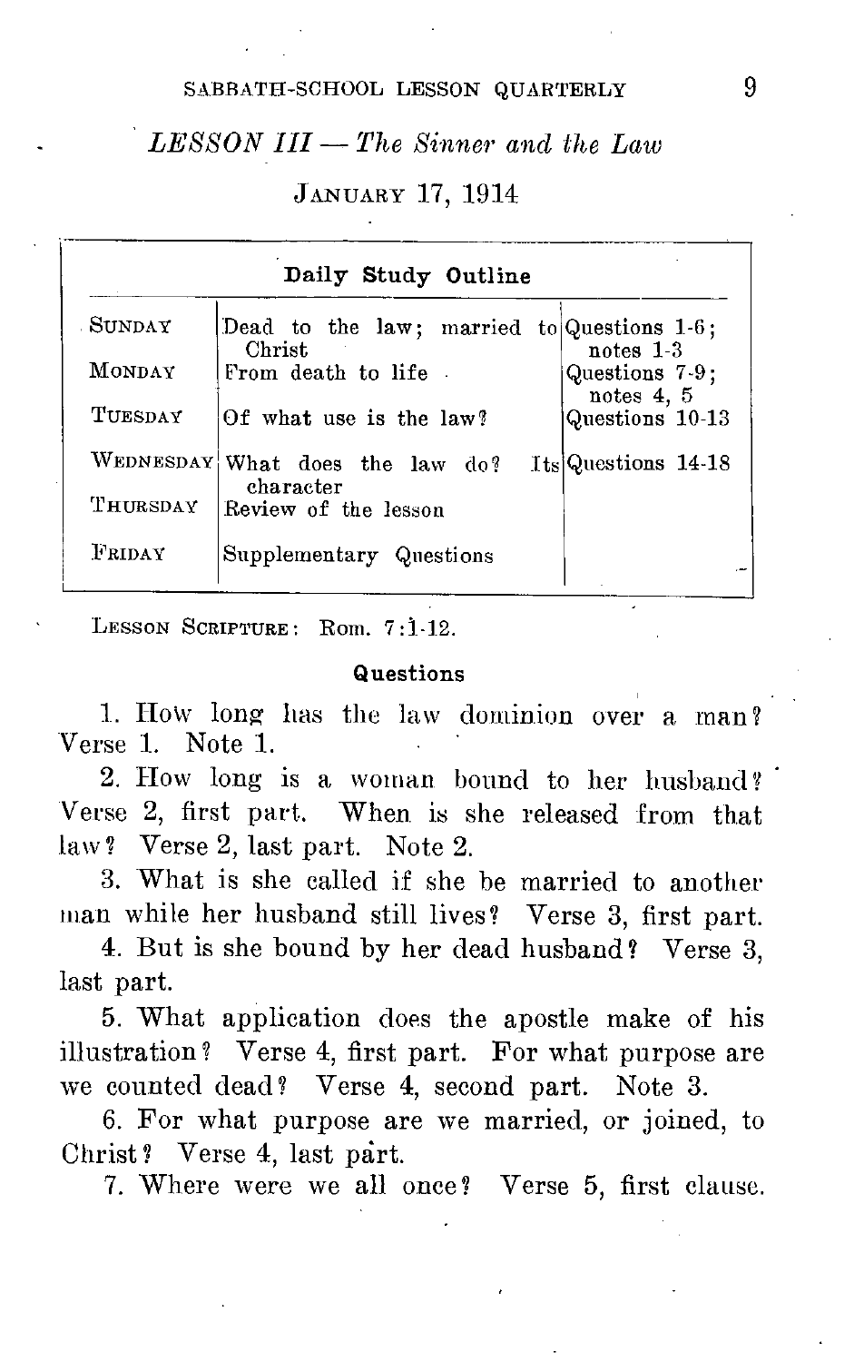## *LESSON III — The Sinner and the Law*

January 17, 1914

**Daily Study Outline**

| | | |
|---|---|---|
| Sunday | Dead to the law; married to Christ | Questions 1-6; notes 1-3 |
| Monday | From death to life | Questions 7-9; notes 4, 5 |
| Tuesday | Of what use is the law? | Questions 10-13 |
| Wednesday | What does the law do? Its character | Questions 14-18 |
| Thursday | Review of the lesson | |
| Friday | Supplementary Questions | |

Lesson Scripture: Rom. 7:1-12.

### Questions

1. How long has the law dominion over a man? Verse 1. Note 1.

2. How long is a woman bound to her husband? Verse 2, first part. When is she released from that law? Verse 2, last part. Note 2.

3. What is she called if she be married to another man while her husband still lives? Verse 3, first part.

4. But is she bound by her dead husband? Verse 3, last part.

5. What application does the apostle make of his illustration? Verse 4, first part. For what purpose are we counted dead? Verse 4, second part. Note 3.

6. For what purpose are we married, or joined, to Christ? Verse 4, last part.

7. Where were we all once? Verse 5, first clause.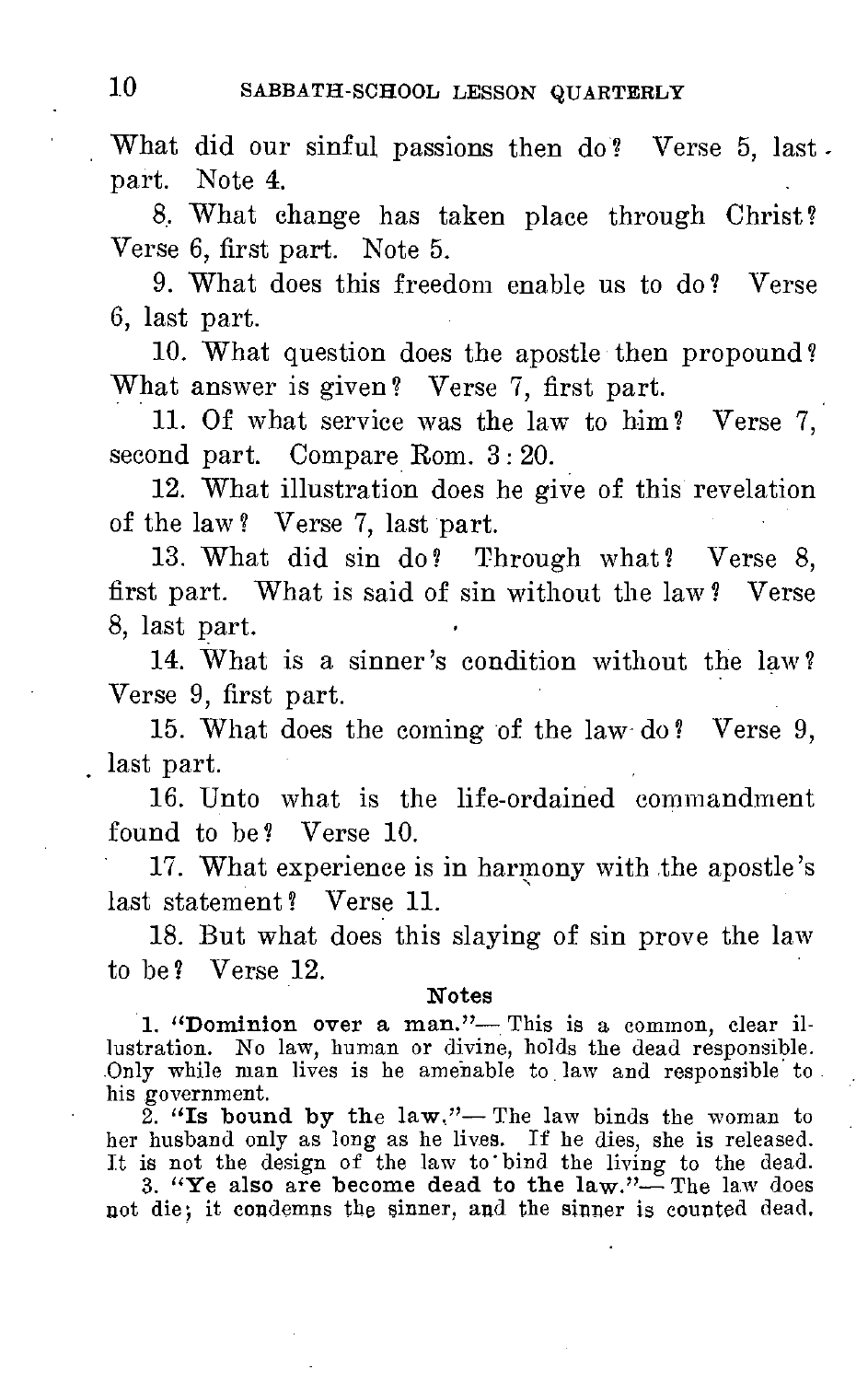What did our sinful passions then do? Verse 5, last part. Note 4.

8. What change has taken place through Christ? Verse 6, first part. Note 5.

9. What does this freedom enable us to do? Verse 6, last part.

10. What question does the apostle then propound? What answer is given? Verse 7, first part.

11. Of what service was the law to him? Verse 7, second part. Compare Rom. 3 : 20.

12. What illustration does he give of this revelation of the law? Verse 7, last part.

13. What did sin do? Through what? Verse 8, first part. What is said of sin without the law? Verse 8, last part.

14. What is a sinner's condition without the law? Verse 9, first part.

15. What does the coming of the law do? Verse 9, last part.

16. Unto what is the life-ordained commandment found to be? Verse 10.

17. What experience is in harmony with the apostle's last statement? Verse 11.

18. But what does this slaying of sin prove the law to be? Verse 12.

### Notes

1. **"Dominion over a man."**— This is a common, clear illustration. No law, human or divine, holds the dead responsible. Only while man lives is he amenable to law and responsible to his government.

2. **"Is bound by the law."**— The law binds the woman to her husband only as long as he lives. If he dies, she is released. It is not the design of the law to bind the living to the dead.

3. **"Ye also are become dead to the law."**— The law does not die; it condemns the sinner, and the sinner is counted dead.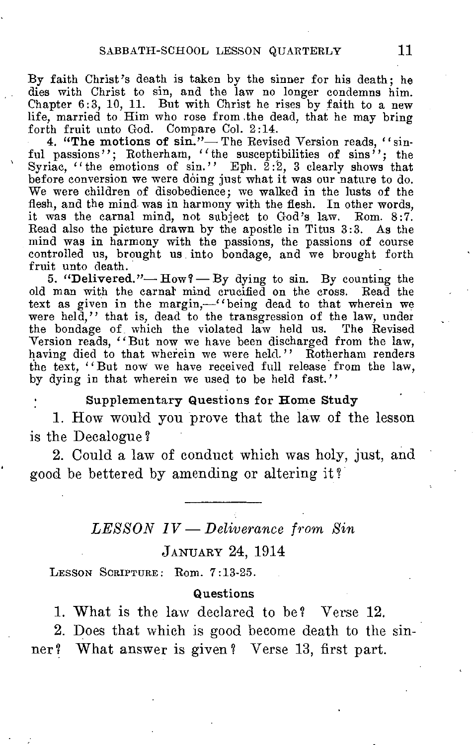By faith Christ's death is taken by the sinner for his death; he dies with Christ to sin, and the law no longer condemns him. Chapter 6:3, 10, 11. But with Christ he rises by faith to a new life, married to Him who rose from the dead, that he may bring forth fruit unto God. Compare Col. 2:14.

4. **"The motions of sin."**— The Revised Version reads, "sinful passions"; Rotherham, "the susceptibilities of sins"; the Syriac, "the emotions of sin." Eph. 2:2, 3 clearly shows that before conversion we were doing just what it was our nature to do. We were children of disobedience; we walked in the lusts of the flesh, and the mind was in harmony with the flesh. In other words, it was the carnal mind, not subject to God's law. Rom. 8:7. Read also the picture drawn by the apostle in Titus 3:3. As the mind was in harmony with the passions, the passions of course controlled us, brought us into bondage, and we brought forth fruit unto death.

5. **"Delivered."**— How? — By dying to sin. By counting the old man with the carnal mind crucified on the cross. Read the text as given in the margin,—"being dead to that wherein we were held," that is, dead to the transgression of the law, under the bondage of which the violated law held us. The Revised Version reads, "But now we have been discharged from the law, having died to that wherein we were held." Rotherham renders the text, "But now we have received full release from the law, by dying in that wherein we used to be held fast."

### Supplementary Questions for Home Study

1. How would you prove that the law of the lesson is the Decalogue?

2. Could a law of conduct which was holy, just, and good be bettered by amending or altering it?

---

## *LESSON IV — Deliverance from Sin*

January 24, 1914

Lesson Scripture: Rom. 7:13-25.

### Questions

1. What is the law declared to be? Verse 12.

2. Does that which is good become death to the sinner? What answer is given? Verse 13, first part.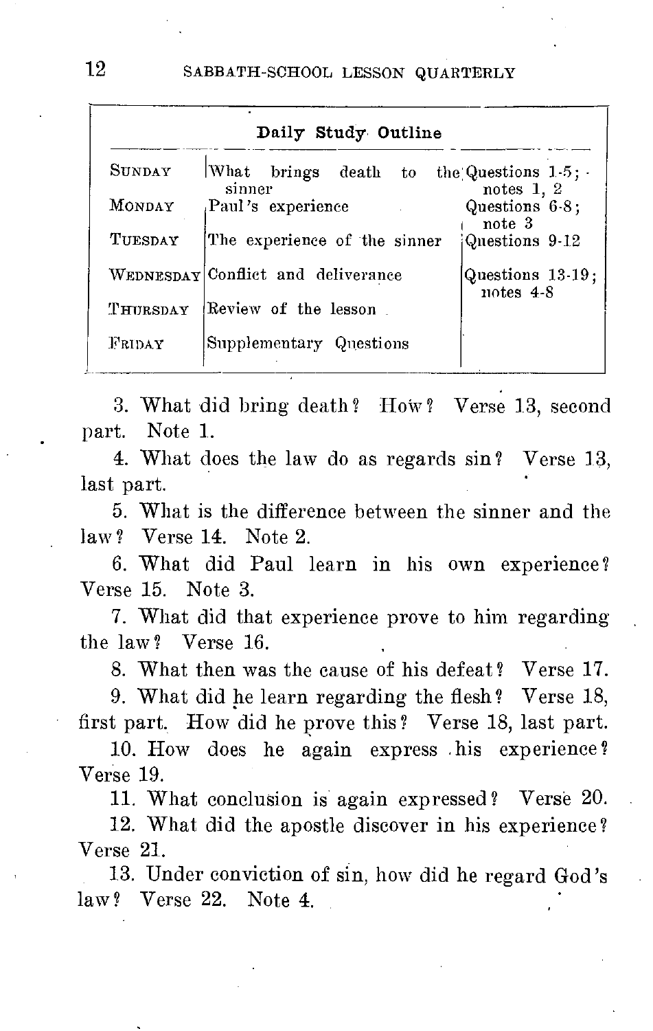| Daily Study Outline | | |
|---|---|---|
| SUNDAY | What brings death to the sinner | Questions 1-5; notes 1, 2 |
| MONDAY | Paul's experience | Questions 6-8; note 3 |
| TUESDAY | The experience of the sinner | Questions 9-12 |
| WEDNESDAY | Conflict and deliverance | Questions 13-19; notes 4-8 |
| THURSDAY | Review of the lesson | |
| FRIDAY | Supplementary Questions | |

3. What did bring death? How? Verse 13, second part. Note 1.

4. What does the law do as regards sin? Verse 13, last part.

5. What is the difference between the sinner and the law? Verse 14. Note 2.

6. What did Paul learn in his own experience? Verse 15. Note 3.

7. What did that experience prove to him regarding the law? Verse 16.

8. What then was the cause of his defeat? Verse 17.

9. What did he learn regarding the flesh? Verse 18, first part. How did he prove this? Verse 18, last part.

10. How does he again express his experience? Verse 19.

11. What conclusion is again expressed? Verse 20.

12. What did the apostle discover in his experience? Verse 21.

13. Under conviction of sin, how did he regard God's law? Verse 22. Note 4.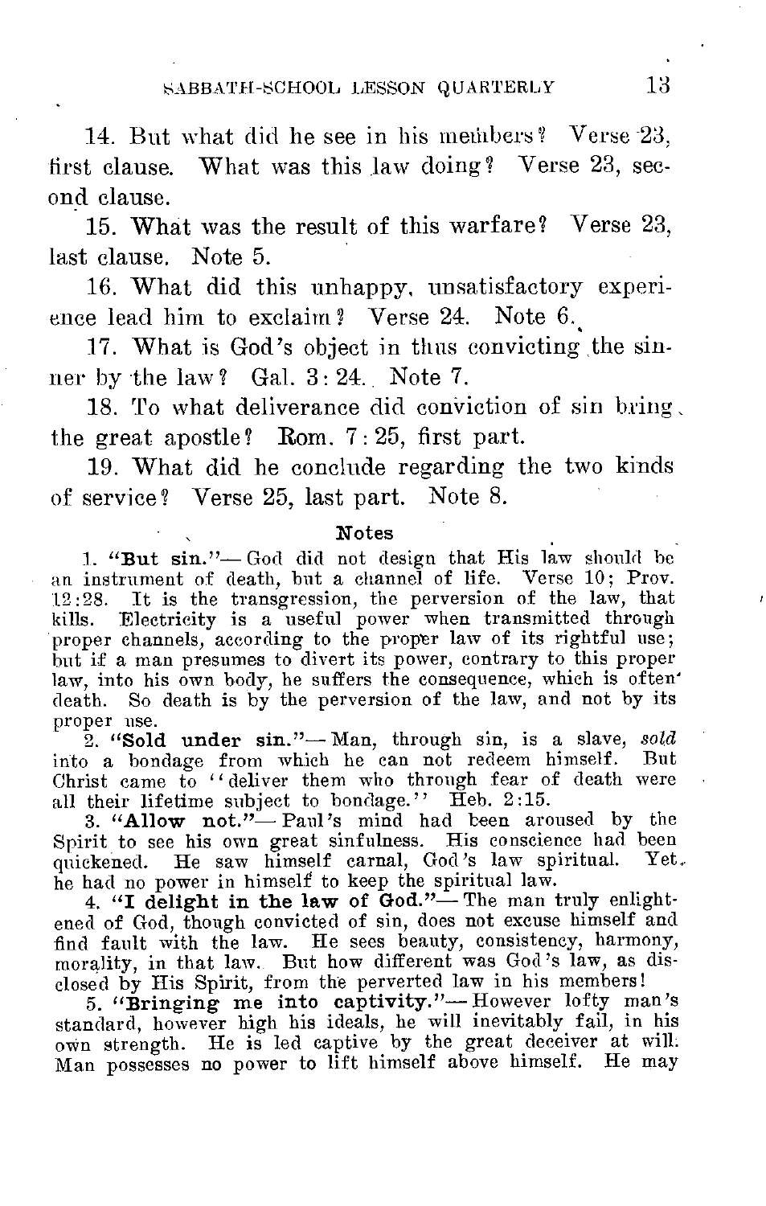14. But what did he see in his members? Verse 23, first clause. What was this law doing? Verse 23, second clause.

15. What was the result of this warfare? Verse 23, last clause. Note 5.

16. What did this unhappy, unsatisfactory experience lead him to exclaim? Verse 24. Note 6.

17. What is God's object in thus convicting the sinner by the law? Gal. 3:24. Note 7.

18. To what deliverance did conviction of sin bring the great apostle? Rom. 7:25, first part.

19. What did he conclude regarding the two kinds of service? Verse 25, last part. Note 8.

### Notes

1. **"But sin."**— God did not design that His law should be an instrument of death, but a channel of life. Verse 10; Prov. 12:28. It is the transgression, the perversion of the law, that kills. Electricity is a useful power when transmitted through proper channels, according to the proper law of its rightful use; but if a man presumes to divert its power, contrary to this proper law, into his own body, he suffers the consequence, which is often death. So death is by the perversion of the law, and not by its proper use.

2. **"Sold under sin."**— Man, through sin, is a slave, *sold* into a bondage from which he can not redeem himself. But Christ came to "deliver them who through fear of death were all their lifetime subject to bondage." Heb. 2:15.

3. **"Allow not."**— Paul's mind had been aroused by the Spirit to see his own great sinfulness. His conscience had been quickened. He saw himself carnal, God's law spiritual. Yet he had no power in himself to keep the spiritual law.

4. **"I delight in the law of God."**— The man truly enlightened of God, though convicted of sin, does not excuse himself and find fault with the law. He sees beauty, consistency, harmony, morality, in that law. But how different was God's law, as disclosed by His Spirit, from the perverted law in his members!

5. **"Bringing me into captivity."**— However lofty man's standard, however high his ideals, he will inevitably fail, in his own strength. He is led captive by the great deceiver at will. Man possesses no power to lift himself above himself. He may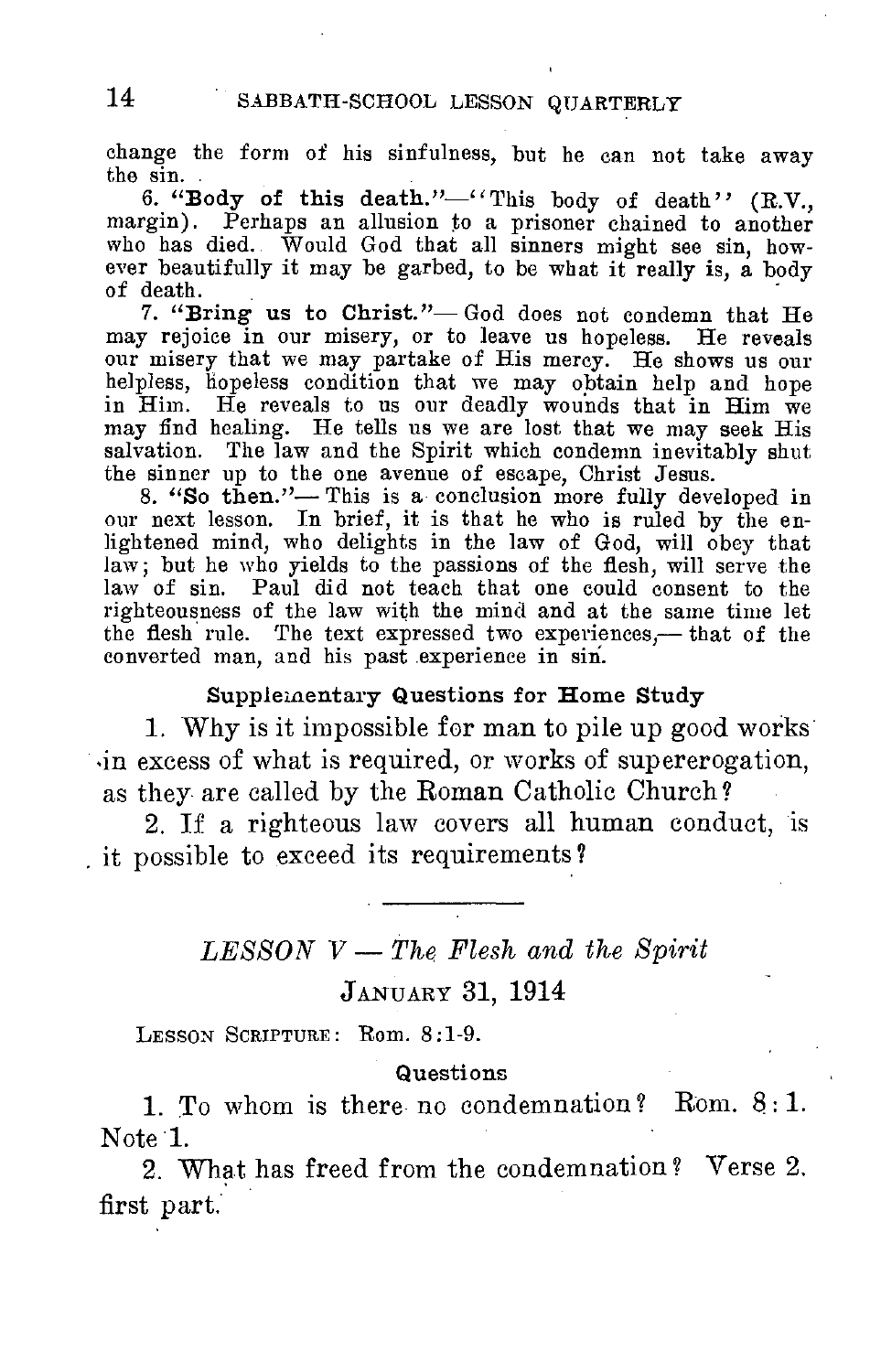change the form of his sinfulness, but he can not take away the sin.

6. **"Body of this death."**—"This body of death" (R.V., margin). Perhaps an allusion to a prisoner chained to another who has died. Would God that all sinners might see sin, however beautifully it may be garbed, to be what it really is, a body of death.

7. **"Bring us to Christ."**—God does not condemn that He may rejoice in our misery, or to leave us hopeless. He reveals our misery that we may partake of His mercy. He shows us our helpless, hopeless condition that we may obtain help and hope in Him. He reveals to us our deadly wounds that in Him we may find healing. He tells us we are lost that we may seek His salvation. The law and the Spirit which condemn inevitably shut the sinner up to the one avenue of escape, Christ Jesus.

8. **"So then."**—This is a conclusion more fully developed in our next lesson. In brief, it is that he who is ruled by the enlightened mind, who delights in the law of God, will obey that law; but he who yields to the passions of the flesh, will serve the law of sin. Paul did not teach that one could consent to the righteousness of the law with the mind and at the same time let the flesh rule. The text expressed two experiences,—that of the converted man, and his past experience in sin.

### Supplementary Questions for Home Study

1. Why is it impossible for man to pile up good works in excess of what is required, or works of supererogation, as they are called by the Roman Catholic Church?

2. If a righteous law covers all human conduct, is it possible to exceed its requirements?

---

## *LESSON V — The Flesh and the Spirit*

### January 31, 1914

Lesson Scripture: Rom. 8:1-9.

### Questions

1. To whom is there no condemnation? Rom. 8:1. Note 1.

2. What has freed from the condemnation? Verse 2, first part.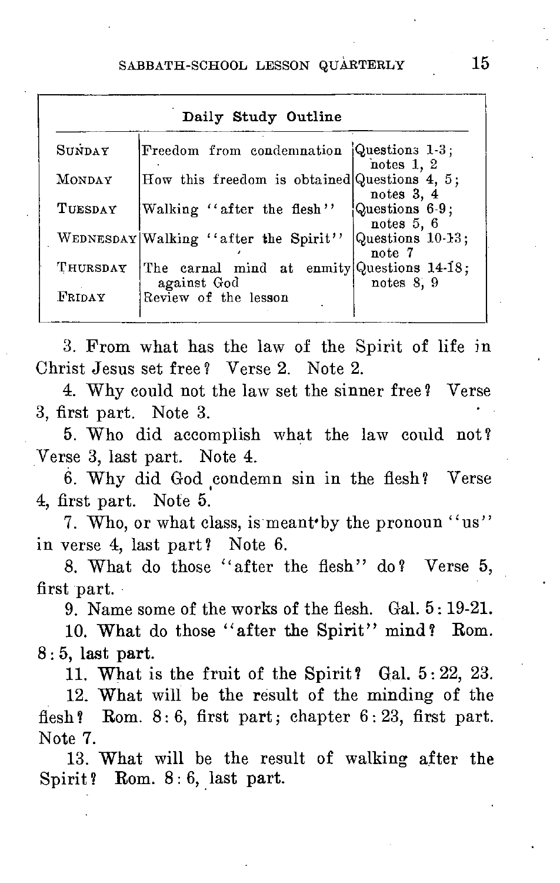| Daily Study Outline | | |
|---|---|---|
| SUNDAY | Freedom from condemnation | Questions 1-3; notes 1, 2 |
| MONDAY | How this freedom is obtained | Questions 4, 5; notes 3, 4 |
| TUESDAY | Walking "after the flesh" | Questions 6-9; notes 5, 6 |
| WEDNESDAY | Walking "after the Spirit" | Questions 10-13; note 7 |
| THURSDAY | The carnal mind at enmity against God | Questions 14-18; notes 8, 9 |
| FRIDAY | Review of the lesson | |

3. From what has the law of the Spirit of life in Christ Jesus set free? Verse 2. Note 2.

4. Why could not the law set the sinner free? Verse 3, first part. Note 3.

5. Who did accomplish what the law could not? Verse 3, last part. Note 4.

6. Why did God condemn sin in the flesh? Verse 4, first part. Note 5.

7. Who, or what class, is meant by the pronoun "us" in verse 4, last part? Note 6.

8. What do those "after the flesh" do? Verse 5, first part.

9. Name some of the works of the flesh. Gal. 5:19-21.

10. What do those "after the Spirit" mind? Rom. 8:5, last part.

11. What is the fruit of the Spirit? Gal. 5:22, 23.

12. What will be the result of the minding of the flesh? Rom. 8:6, first part; chapter 6:23, first part. Note 7.

13. What will be the result of walking after the Spirit? Rom. 8:6, last part.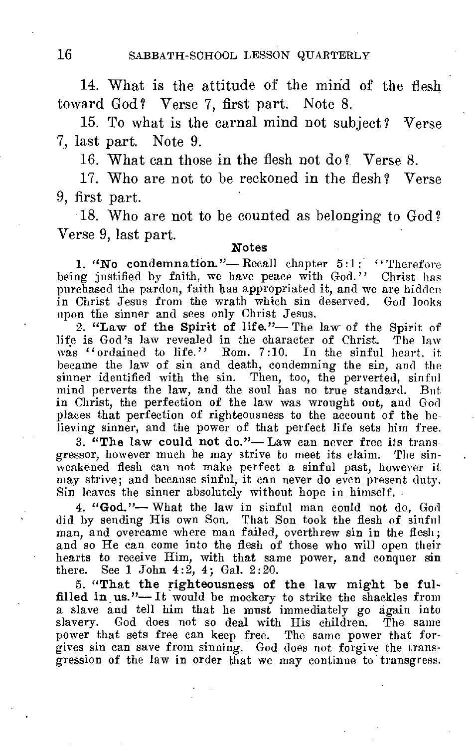14. What is the attitude of the mind of the flesh toward God? Verse 7, first part. Note 8.

15. To what is the carnal mind not subject? Verse 7, last part. Note 9.

16. What can those in the flesh not do? Verse 8.

17. Who are not to be reckoned in the flesh? Verse 9, first part.

18. Who are not to be counted as belonging to God? Verse 9, last part.

### Notes

1. **"No condemnation."**— Recall chapter 5:1: "Therefore being justified by faith, we have peace with God." Christ has purchased the pardon, faith has appropriated it, and we are hidden in Christ Jesus from the wrath which sin deserved. God looks upon the sinner and sees only Christ Jesus.

2. **"Law of the Spirit of life."**— The law of the Spirit of life is God's law revealed in the character of Christ. The law was "ordained to life." Rom. 7:10. In the sinful heart, it became the law of sin and death, condemning the sin, and the sinner identified with the sin. Then, too, the perverted, sinful mind perverts the law, and the soul has no true standard. But in Christ, the perfection of the law was wrought out, and God places that perfection of righteousness to the account of the believing sinner, and the power of that perfect life sets him free.

3. **"The law could not do."**— Law can never free its transgressor, however much he may strive to meet its claim. The sin-weakened flesh can not make perfect a sinful past, however it may strive; and because sinful, it can never do even present duty. Sin leaves the sinner absolutely without hope in himself.

4. **"God."**— What the law in sinful man could not do, God did by sending His own Son. That Son took the flesh of sinful man, and overcame where man failed, overthrew sin in the flesh; and so He can come into the flesh of those who will open their hearts to receive Him, with that same power, and conquer sin there. See 1 John 4:2, 4; Gal. 2:20.

5. **"That the righteousness of the law might be fulfilled in us."**— It would be mockery to strike the shackles from a slave and tell him that he must immediately go again into slavery. God does not so deal with His children. The same power that sets free can keep free. The same power that forgives sin can save from sinning. God does not forgive the transgression of the law in order that we may continue to transgress.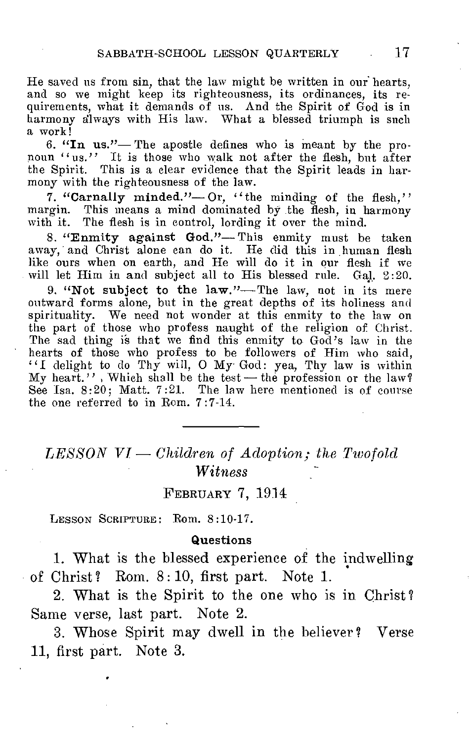He saved us from sin, that the law might be written in our hearts, and so we might keep its righteousness, its ordinances, its requirements, what it demands of us. And the Spirit of God is in harmony always with His law. What a blessed triumph is such a work!

6. **"In us."**— The apostle defines who is meant by the pronoun "us." It is those who walk not after the flesh, but after the Spirit. This is a clear evidence that the Spirit leads in harmony with the righteousness of the law.

7. **"Carnally minded."**— Or, "the minding of the flesh," margin. This means a mind dominated by the flesh, in harmony with it. The flesh is in control, lording it over the mind.

8. **"Enmity against God."**— This enmity must be taken away, and Christ alone can do it. He did this in human flesh like ours when on earth, and He will do it in our flesh if we will let Him in and subject all to His blessed rule. Gal. 2:20.

9. **"Not subject to the law."**— The law, not in its mere outward forms alone, but in the great depths of its holiness and spirituality. We need not wonder at this enmity to the law on the part of those who profess naught of the religion of Christ. The sad thing is that we find this enmity to God's law in the hearts of those who profess to be followers of Him who said, "I delight to do Thy will, O My God: yea, Thy law is within My heart." Which shall be the test — the profession or the law? See Isa. 8:20; Matt. 7:21. The law here mentioned is of course the one referred to in Rom. 7:7-14.

---

## *LESSON VI — Children of Adoption; the Twofold Witness*

FEBRUARY 7, 1914

LESSON SCRIPTURE: Rom. 8:10-17.

### Questions

1. What is the blessed experience of the indwelling of Christ? Rom. 8:10, first part. Note 1.

2. What is the Spirit to the one who is in Christ? Same verse, last part. Note 2.

3. Whose Spirit may dwell in the believer? Verse 11, first part. Note 3.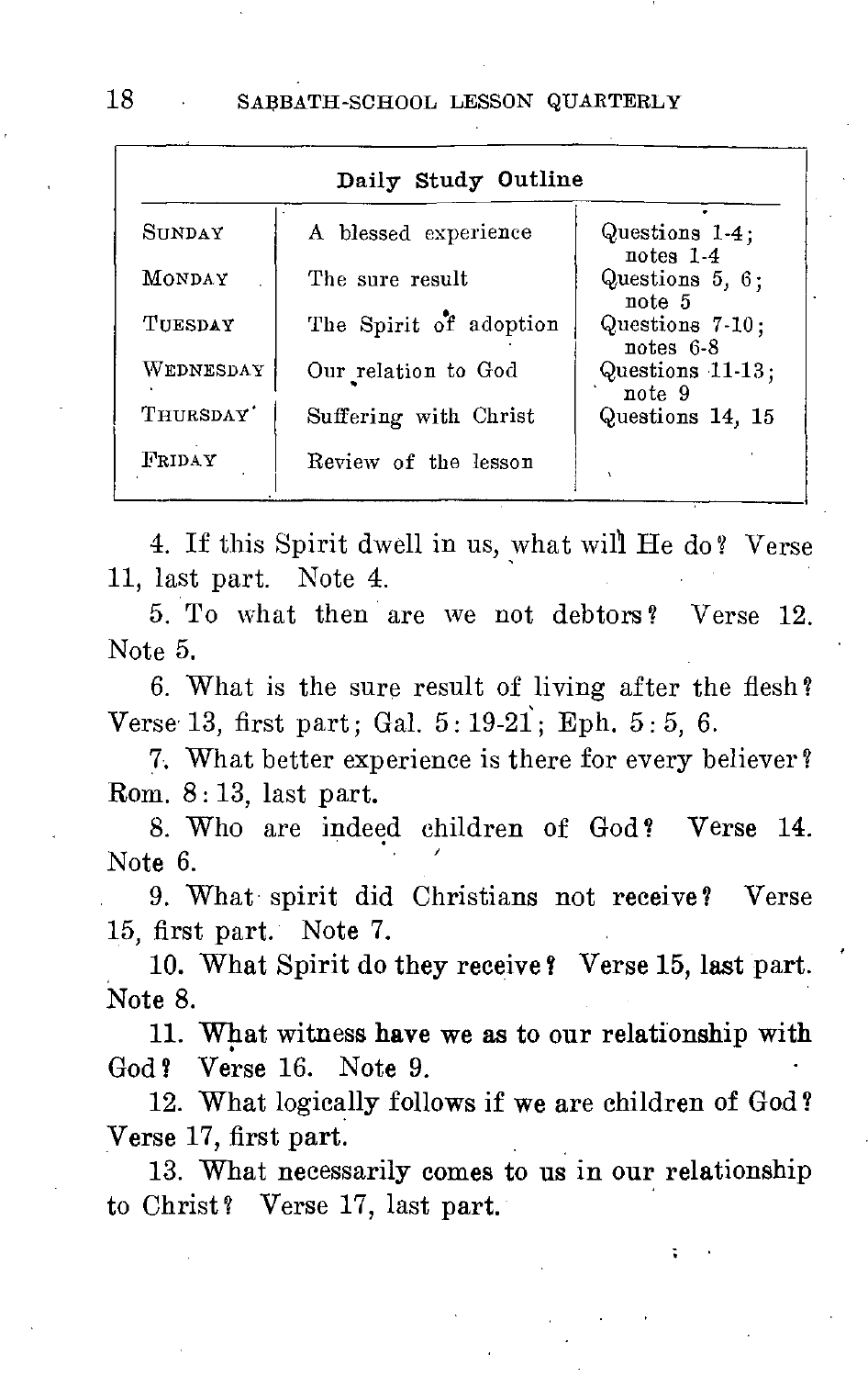| Daily Study Outline | | |
|---|---|---|
| SUNDAY | A blessed experience | Questions 1-4; notes 1-4 |
| MONDAY | The sure result | Questions 5, 6; note 5 |
| TUESDAY | The Spirit of adoption | Questions 7-10; notes 6-8 |
| WEDNESDAY | Our relation to God | Questions 11-13; note 9 |
| THURSDAY | Suffering with Christ | Questions 14, 15 |
| FRIDAY | Review of the lesson | |

4. If this Spirit dwell in us, what will He do? Verse 11, last part. Note 4.

5. To what then are we not debtors? Verse 12. Note 5.

6. What is the sure result of living after the flesh? Verse 13, first part; Gal. 5: 19-21; Eph. 5: 5, 6.

7. What better experience is there for every believer? Rom. 8: 13, last part.

8. Who are indeed children of God? Verse 14. Note 6.

9. What spirit did Christians not receive? Verse 15, first part. Note 7.

10. What Spirit do they receive? Verse 15, last part. Note 8.

11. What witness have we as to our relationship with God? Verse 16. Note 9.

12. What logically follows if we are children of God? Verse 17, first part.

13. What necessarily comes to us in our relationship to Christ? Verse 17, last part.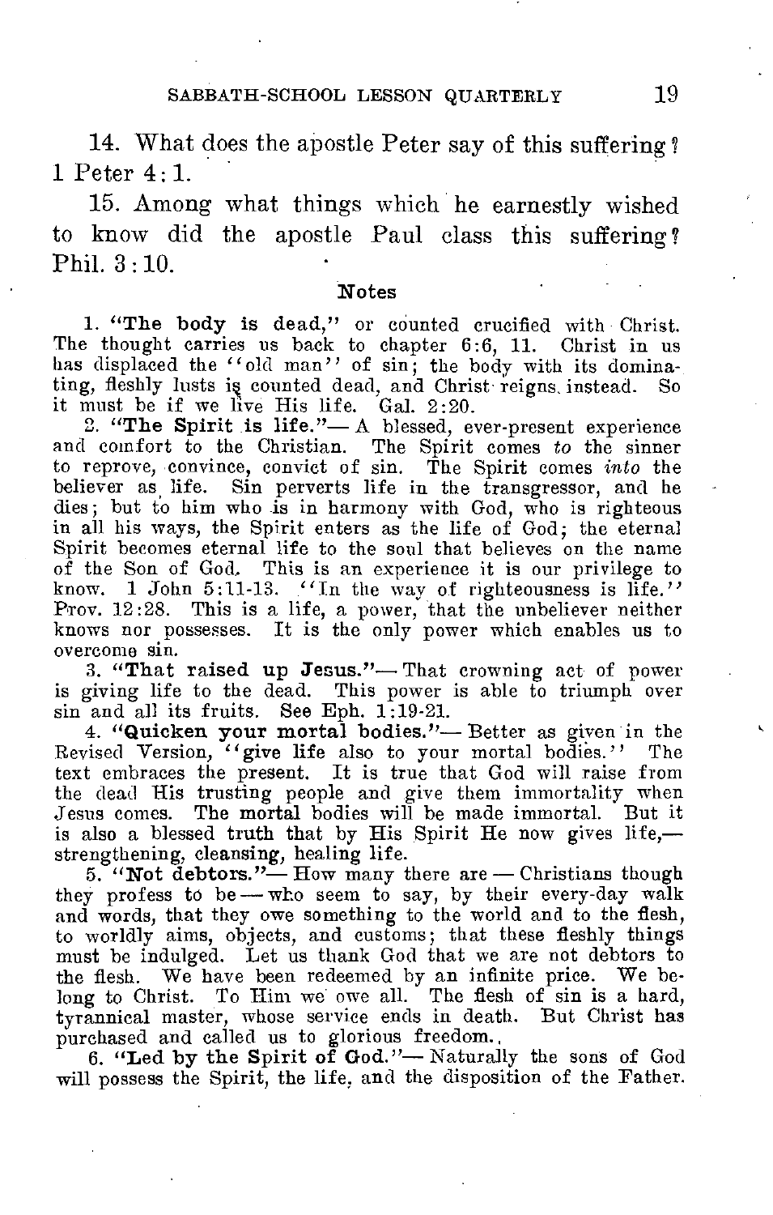14. What does the apostle Peter say of this suffering? 1 Peter 4:1.

15. Among what things which he earnestly wished to know did the apostle Paul class this suffering? Phil. 3:10.

### Notes

1. **"The body is dead,"** or counted crucified with Christ. The thought carries us back to chapter 6:6, 11. Christ in us has displaced the "old man" of sin; the body with its dominating, fleshly lusts is counted dead, and Christ reigns instead. So it must be if we live His life. Gal. 2:20.

2. **"The Spirit is life."**— A blessed, ever-present experience and comfort to the Christian. The Spirit comes *to* the sinner to reprove, convince, convict of sin. The Spirit comes *into* the believer as life. Sin perverts life in the transgressor, and he dies; but to him who is in harmony with God, who is righteous in all his ways, the Spirit enters as the life of God; the eternal Spirit becomes eternal life to the soul that believes on the name of the Son of God. This is an experience it is our privilege to know. 1 John 5:11-13. "In the way of righteousness is life." Prov. 12:28. This is a life, a power, that the unbeliever neither knows nor possesses. It is the only power which enables us to overcome sin.

3. **"That raised up Jesus."**— That crowning act of power is giving life to the dead. This power is able to triumph over sin and all its fruits. See Eph. 1:19-21.

4. **"Quicken your mortal bodies."**— Better as given in the Revised Version, "give life also to your mortal bodies." The text embraces the present. It is true that God will raise from the dead His trusting people and give them immortality when Jesus comes. The mortal bodies will be made immortal. But it is also a blessed truth that by His Spirit He now gives life,— strengthening, cleansing, healing life.

5. **"Not debtors."**— How many there are — Christians though they profess to be — who seem to say, by their every-day walk and words, that they owe something to the world and to the flesh, to worldly aims, objects, and customs; that these fleshly things must be indulged. Let us thank God that we are not debtors to the flesh. We have been redeemed by an infinite price. We belong to Christ. To Him we owe all. The flesh of sin is a hard, tyrannical master, whose service ends in death. But Christ has purchased and called us to glorious freedom.

6. **"Led by the Spirit of God."**— Naturally the sons of God will possess the Spirit, the life, and the disposition of the Father.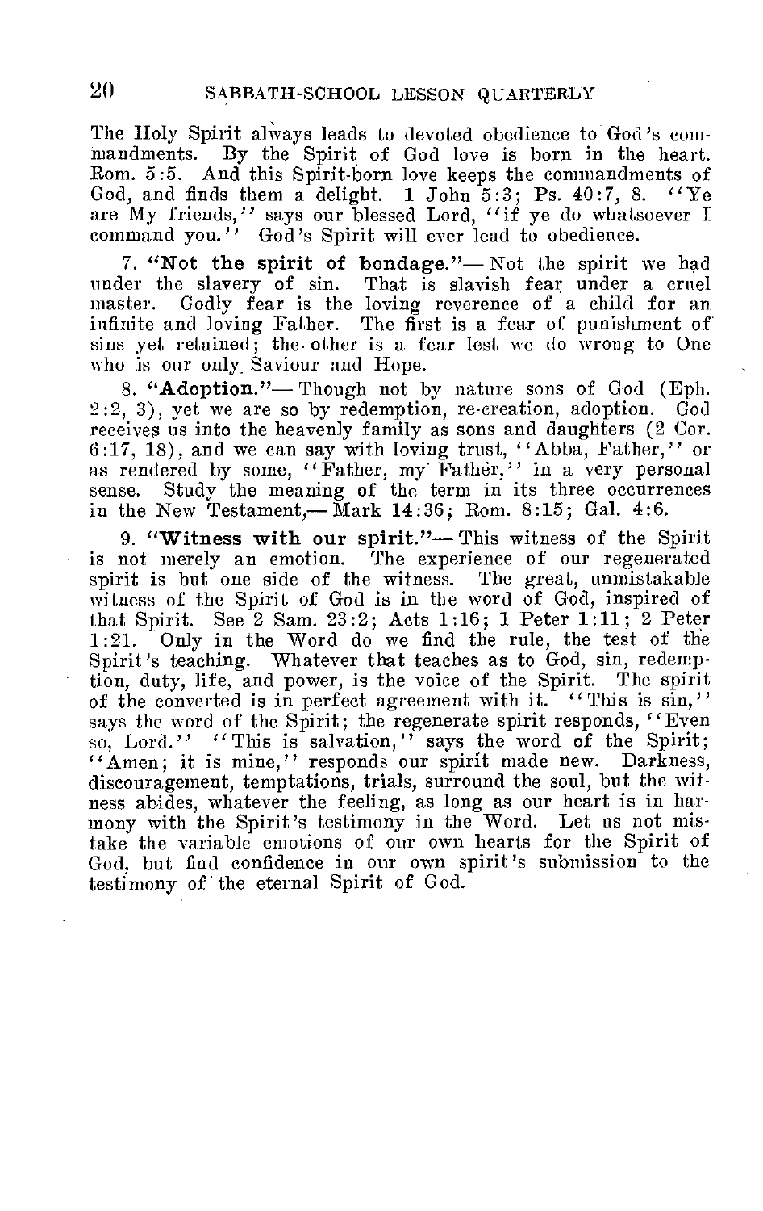The Holy Spirit always leads to devoted obedience to God's commandments. By the Spirit of God love is born in the heart. Rom. 5:5. And this Spirit-born love keeps the commandments of God, and finds them a delight. 1 John 5:3; Ps. 40:7, 8. "Ye are My friends," says our blessed Lord, "if ye do whatsoever I command you." God's Spirit will ever lead to obedience.

7. **"Not the spirit of bondage."**— Not the spirit we had under the slavery of sin. That is slavish fear under a cruel master. Godly fear is the loving reverence of a child for an infinite and loving Father. The first is a fear of punishment of sins yet retained; the other is a fear lest we do wrong to One who is our only Saviour and Hope.

8. **"Adoption."**— Though not by nature sons of God (Eph. 2:2, 3), yet we are so by redemption, re-creation, adoption. God receives us into the heavenly family as sons and daughters (2 Cor. 6:17, 18), and we can say with loving trust, "Abba, Father," or as rendered by some, "Father, my Father," in a very personal sense. Study the meaning of the term in its three occurrences in the New Testament,— Mark 14:36; Rom. 8:15; Gal. 4:6.

9. **"Witness with our spirit."**— This witness of the Spirit is not merely an emotion. The experience of our regenerated spirit is but one side of the witness. The great, unmistakable witness of the Spirit of God is in the word of God, inspired of that Spirit. See 2 Sam. 23:2; Acts 1:16; 1 Peter 1:11; 2 Peter 1:21. Only in the Word do we find the rule, the test of the Spirit's teaching. Whatever that teaches as to God, sin, redemption, duty, life, and power, is the voice of the Spirit. The spirit of the converted is in perfect agreement with it. "This is sin," says the word of the Spirit; the regenerate spirit responds, "Even so, Lord." "This is salvation," says the word of the Spirit; "Amen; it is mine," responds our spirit made new. Darkness, discouragement, temptations, trials, surround the soul, but the witness abides, whatever the feeling, as long as our heart is in harmony with the Spirit's testimony in the Word. Let us not mistake the variable emotions of our own hearts for the Spirit of God, but find confidence in our own spirit's submission to the testimony of the eternal Spirit of God.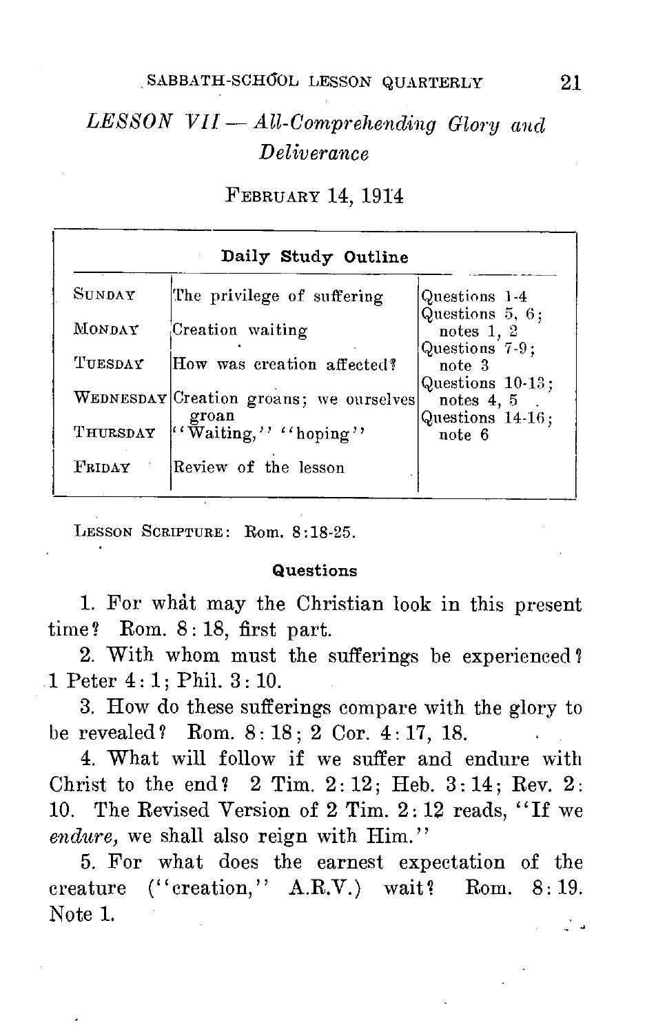## *LESSON VII — All-Comprehending Glory and Deliverance*

FEBRUARY 14, 1914

| Daily Study Outline | | |
|---|---|---|
| SUNDAY | The privilege of suffering | Questions 1-4 |
| MONDAY | Creation waiting | Questions 5, 6; notes 1, 2 |
| TUESDAY | How was creation affected? | Questions 7-9; note 3 |
| WEDNESDAY | Creation groans; we ourselves groan | Questions 10-13; notes 4, 5 |
| THURSDAY | "Waiting," "hoping" | Questions 14-16; note 6 |
| FRIDAY | Review of the lesson | |

LESSON SCRIPTURE: Rom. 8:18-25.

### Questions

1. For what may the Christian look in this present time? Rom. 8: 18, first part.

2. With whom must the sufferings be experienced? 1 Peter 4: 1; Phil. 3: 10.

3. How do these sufferings compare with the glory to be revealed? Rom. 8: 18; 2 Cor. 4: 17, 18.

4. What will follow if we suffer and endure with Christ to the end? 2 Tim. 2: 12; Heb. 3: 14; Rev. 2: 10. The Revised Version of 2 Tim. 2: 12 reads, "If we *endure,* we shall also reign with Him."

5. For what does the earnest expectation of the creature ("creation," A.R.V.) wait? Rom. 8: 19. Note 1.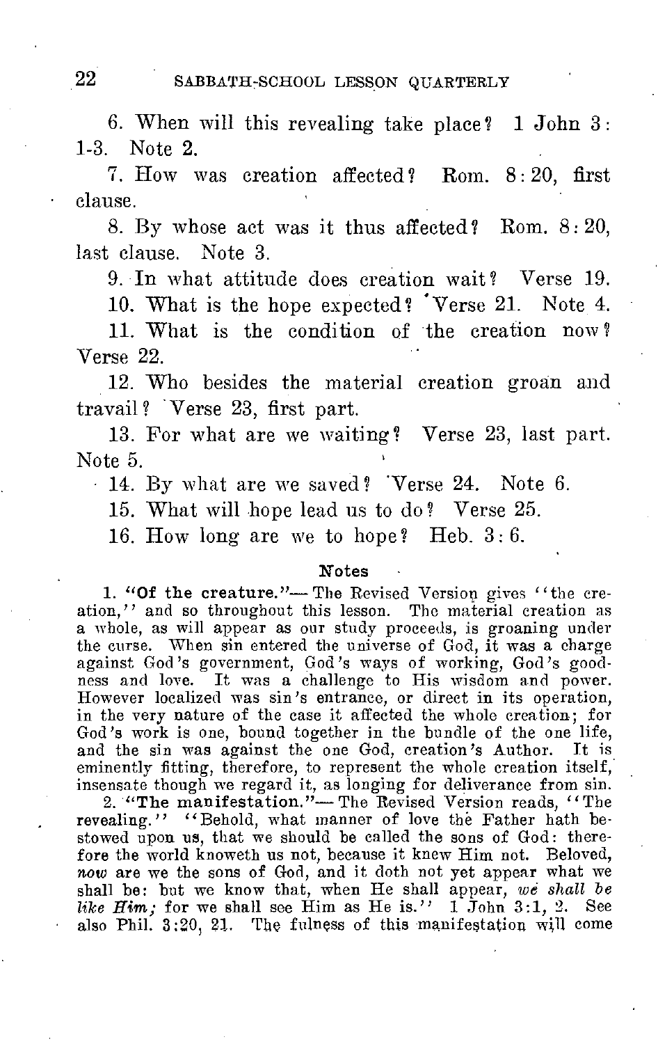6. When will this revealing take place? 1 John 3: 1-3. Note 2.

7. How was creation affected? Rom. 8: 20, first clause.

8. By whose act was it thus affected? Rom. 8: 20, last clause. Note 3.

9. In what attitude does creation wait? Verse 19.

10. What is the hope expected? Verse 21. Note 4.

11. What is the condition of the creation now? Verse 22.

12. Who besides the material creation groan and travail? Verse 23, first part.

13. For what are we waiting? Verse 23, last part. Note 5.

14. By what are we saved? Verse 24. Note 6.

15. What will hope lead us to do? Verse 25.

16. How long are we to hope? Heb. 3: 6.

### Notes

1. **"Of the creature."**— The Revised Version gives "the creation," and so throughout this lesson. The material creation as a whole, as will appear as our study proceeds, is groaning under the curse. When sin entered the universe of God, it was a charge against God's government, God's ways of working, God's goodness and love. It was a challenge to His wisdom and power. However localized was sin's entrance, or direct in its operation, in the very nature of the case it affected the whole creation; for God's work is one, bound together in the bundle of the one life, and the sin was against the one God, creation's Author. It is eminently fitting, therefore, to represent the whole creation itself, insensate though we regard it, as longing for deliverance from sin.

2. **"The manifestation."**— The Revised Version reads, "The revealing." "Behold, what manner of love the Father hath bestowed upon us, that we should be called the sons of God: therefore the world knoweth us not, because it knew Him not. Beloved, *now* are we the sons of God, and it doth not yet appear what we shall be: but we know that, when He shall appear, *we shall be like Him;* for we shall see Him as He is." 1 John 3:1, 2. See also Phil. 3:20, 21. The fulness of this manifestation will come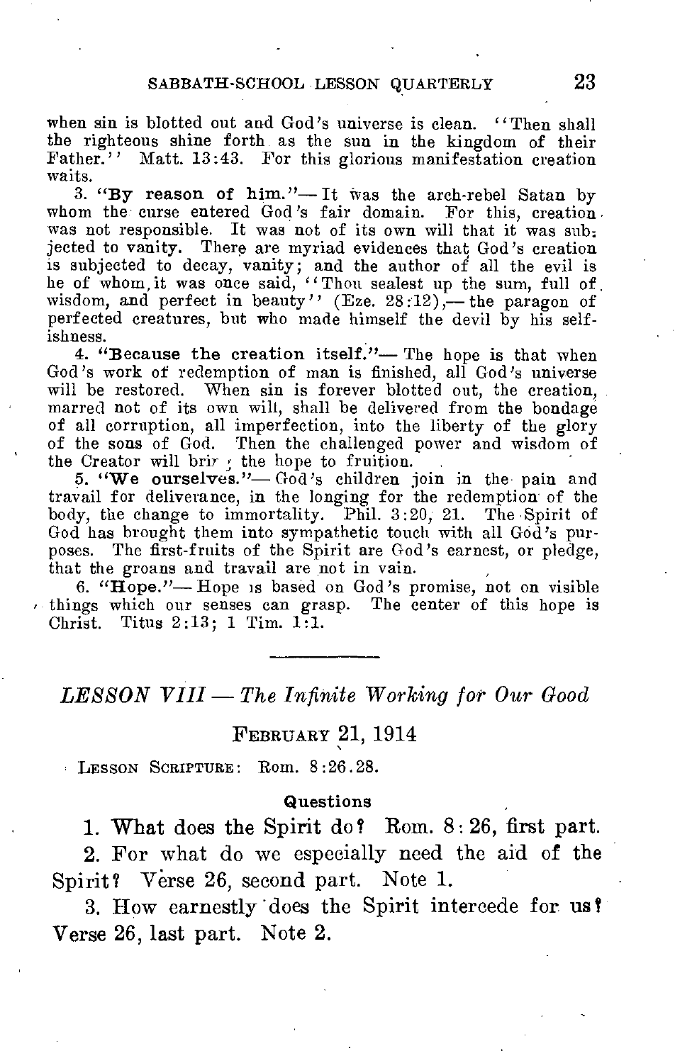when sin is blotted out and God's universe is clean. "Then shall the righteous shine forth as the sun in the kingdom of their Father." Matt. 13:43. For this glorious manifestation creation waits.

3. **"By reason of him."**— It was the arch-rebel Satan by whom the curse entered God's fair domain. For this, creation was not responsible. It was not of its own will that it was subjected to vanity. There are myriad evidences that God's creation is subjected to decay, vanity; and the author of all the evil is he of whom, it was once said, "Thou sealest up the sum, full of wisdom, and perfect in beauty" (Eze. 28:12),— the paragon of perfected creatures, but who made himself the devil by his selfishness.

4. **"Because the creation itself."**— The hope is that when God's work of redemption of man is finished, all God's universe will be restored. When sin is forever blotted out, the creation, marred not of its own will, shall be delivered from the bondage of all corruption, all imperfection, into the liberty of the glory of the sons of God. Then the challenged power and wisdom of the Creator will bring the hope to fruition.

5. **"We ourselves."**— God's children join in the pain and travail for deliverance, in the longing for the redemption of the body, the change to immortality. Phil. 3:20, 21. The Spirit of God has brought them into sympathetic touch with all God's purposes. The first-fruits of the Spirit are God's earnest, or pledge, that the groans and travail are not in vain.

6. **"Hope."**— Hope is based on God's promise, not on visible things which our senses can grasp. The center of this hope is Christ. Titus 2:13; 1 Tim. 1:1.

---

## *LESSON VIII — The Infinite Working for Our Good*

### February 21, 1914

Lesson Scripture: Rom. 8:26.28.

#### Questions

1. What does the Spirit do? Rom. 8:26, first part.

2. For what do we especially need the aid of the Spirit? Verse 26, second part. Note 1.

3. How earnestly does the Spirit intercede for us? Verse 26, last part. Note 2.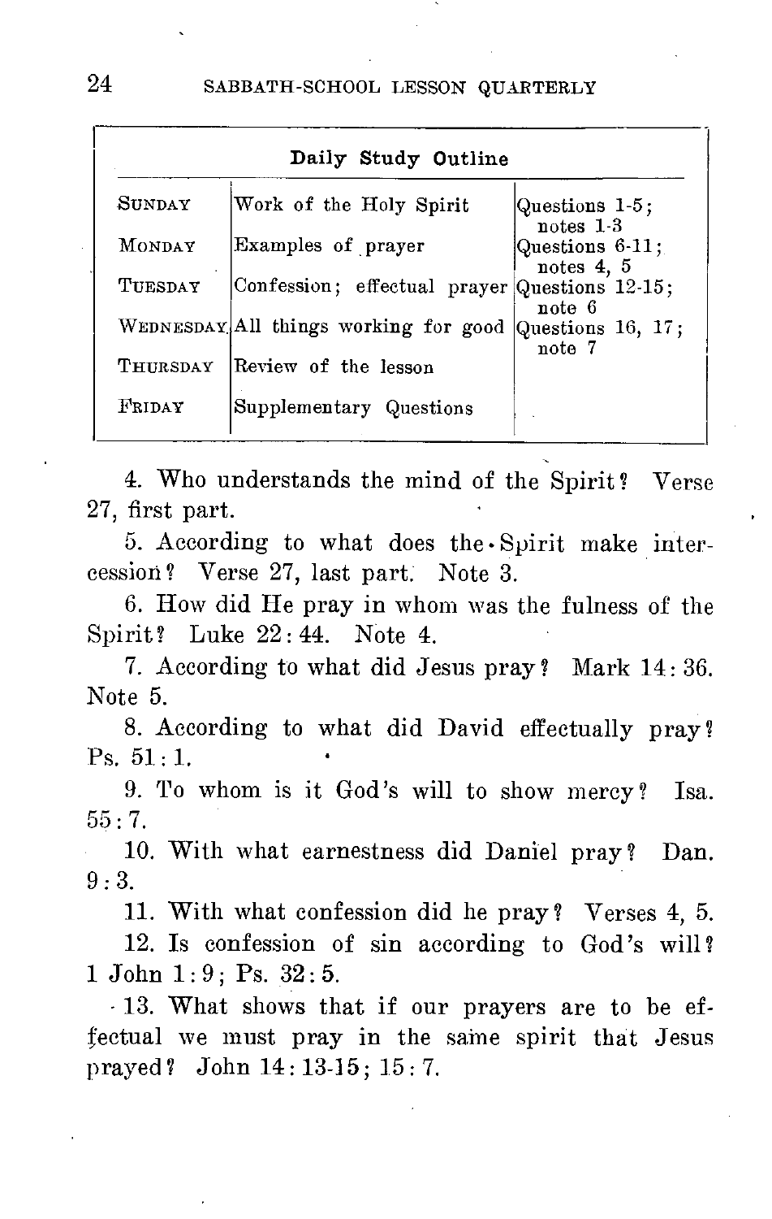**Daily Study Outline**

| | | |
|---|---|---|
| SUNDAY | Work of the Holy Spirit | Questions 1-5; notes 1-3 |
| MONDAY | Examples of prayer | Questions 6-11; notes 4, 5 |
| TUESDAY | Confession; effectual prayer | Questions 12-15; note 6 |
| WEDNESDAY | All things working for good | Questions 16, 17; note 7 |
| THURSDAY | Review of the lesson | |
| FRIDAY | Supplementary Questions | |

4. Who understands the mind of the Spirit? Verse 27, first part.

5. According to what does the Spirit make intercession? Verse 27, last part. Note 3.

6. How did He pray in whom was the fulness of the Spirit? Luke 22: 44. Note 4.

7. According to what did Jesus pray? Mark 14: 36. Note 5.

8. According to what did David effectually pray? Ps. 51: 1.

9. To whom is it God's will to show mercy? Isa. 55: 7.

10. With what earnestness did Daniel pray? Dan. 9: 3.

11. With what confession did he pray? Verses 4, 5.

12. Is confession of sin according to God's will? 1 John 1: 9; Ps. 32: 5.

13. What shows that if our prayers are to be effectual we must pray in the same spirit that Jesus prayed? John 14: 13-15; 15: 7.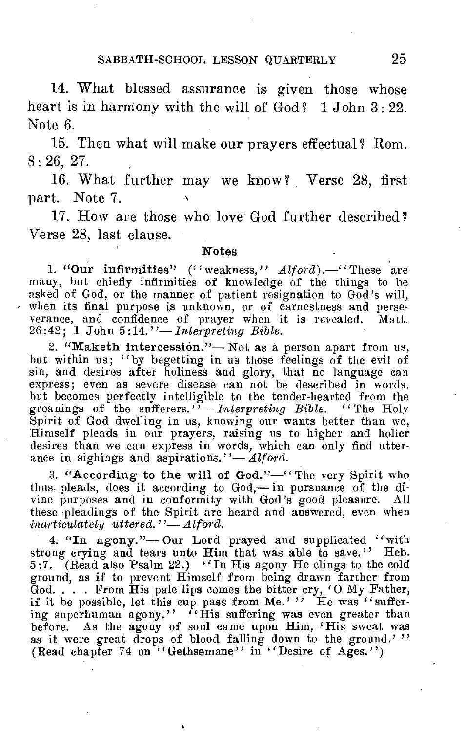14. What blessed assurance is given those whose heart is in harmony with the will of God? 1 John 3: 22. Note 6.

15. Then what will make our prayers effectual? Rom. 8: 26, 27.

16. What further may we know? Verse 28, first part. Note 7.

17. How are those who love God further described? Verse 28, last clause.

### Notes

1. **"Our infirmities"** ("weakness," *Alford*).—"These are many, but chiefly infirmities of knowledge of the things to be asked of God, or the manner of patient resignation to God's will, when its final purpose is unknown, or of earnestness and perseverance, and confidence of prayer when it is revealed. Matt. 26:42; 1 John 5:14."—*Interpreting Bible.*

2. **"Maketh intercession."**—Not as a person apart from us, but within us; "by begetting in us those feelings of the evil of sin, and desires after holiness and glory, that no language can express; even as severe disease can not be described in words, but becomes perfectly intelligible to the tender-hearted from the groanings of the sufferers."—*Interpreting Bible.* "The Holy Spirit of God dwelling in us, knowing our wants better than we, Himself pleads in our prayers, raising us to higher and holier desires than we can express in words, which can only find utterance in sighings and aspirations."—*Alford.*

3. **"According to the will of God."**—"The very Spirit who thus pleads, does it according to God,—in pursuance of the divine purposes and in conformity with God's good pleasure. All these pleadings of the Spirit are heard and answered, even when *inarticulately uttered.*"—*Alford.*

4. **"In agony."**—Our Lord prayed and supplicated "with strong crying and tears unto Him that was able to save." Heb. 5:7. (Read also Psalm 22.) "In His agony He clings to the cold ground, as if to prevent Himself from being drawn farther from God. . . . From His pale lips comes the bitter cry, 'O My Father, if it be possible, let this cup pass from Me.'" He was "suffering superhuman agony." "His suffering was even greater than before. As the agony of soul came upon Him, 'His sweat was as it were great drops of blood falling down to the ground.'" (Read chapter 74 on "Gethsemane" in "Desire of Ages.")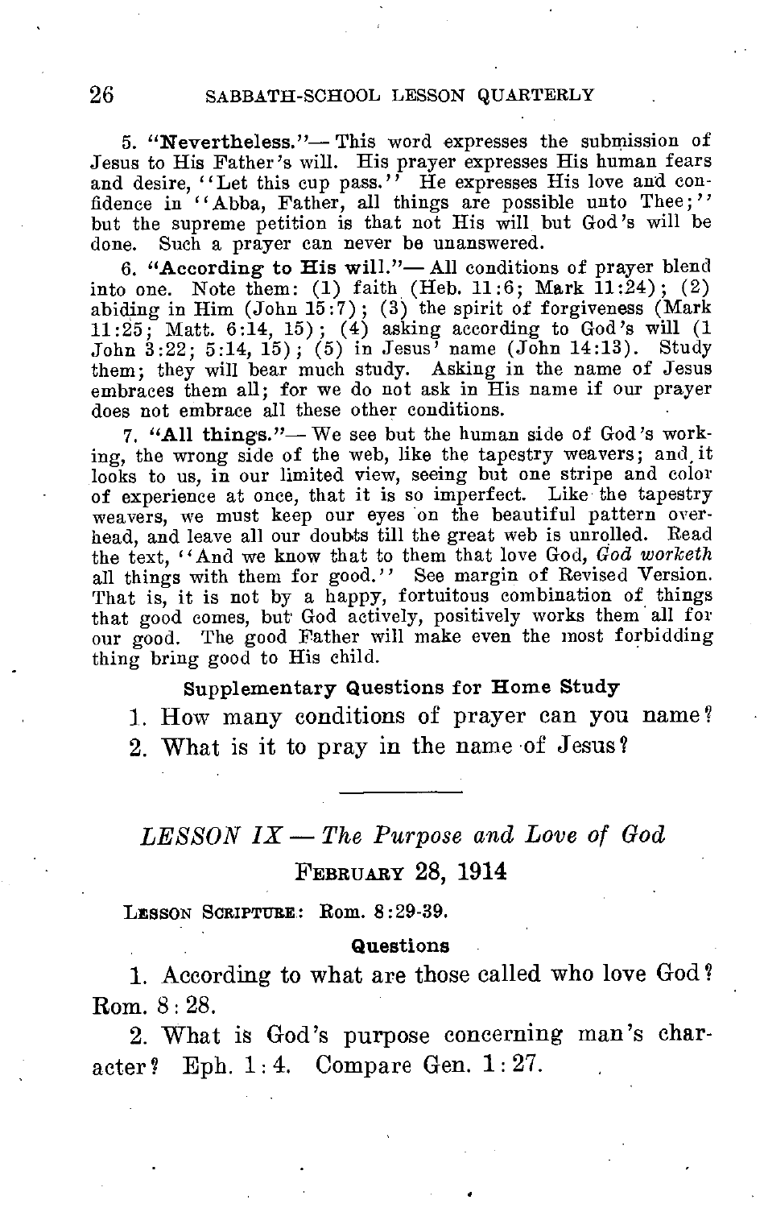5. **"Nevertheless."**— This word expresses the submission of Jesus to His Father's will. His prayer expresses His human fears and desire, "Let this cup pass." He expresses His love and confidence in "Abba, Father, all things are possible unto Thee;" but the supreme petition is that not His will but God's will be done. Such a prayer can never be unanswered.

6. **"According to His will."**— All conditions of prayer blend into one. Note them: (1) faith (Heb. 11:6; Mark 11:24); (2) abiding in Him (John 15:7); (3) the spirit of forgiveness (Mark 11:25; Matt. 6:14, 15); (4) asking according to God's will (1 John 3:22; 5:14, 15); (5) in Jesus' name (John 14:13). Study them; they will bear much study. Asking in the name of Jesus embraces them all; for we do not ask in His name if our prayer does not embrace all these other conditions.

7. **"All things."**— We see but the human side of God's working, the wrong side of the web, like the tapestry weavers; and it looks to us, in our limited view, seeing but one stripe and color of experience at once, that it is so imperfect. Like the tapestry weavers, we must keep our eyes on the beautiful pattern overhead, and leave all our doubts till the great web is unrolled. Read the text, "And we know that to them that love God, *God worketh* all things with them for good." See margin of Revised Version. That is, it is not by a happy, fortuitous combination of things that good comes, but God actively, positively works them all for our good. The good Father will make even the most forbidding thing bring good to His child.

### Supplementary Questions for Home Study

1. How many conditions of prayer can you name?
2. What is it to pray in the name of Jesus?

---

## *LESSON IX — The Purpose and Love of God*

### February 28, 1914

Lesson Scripture: Rom. 8:29-39.

#### Questions

1. According to what are those called who love God? Rom. 8:28.

2. What is God's purpose concerning man's character? Eph. 1:4. Compare Gen. 1:27.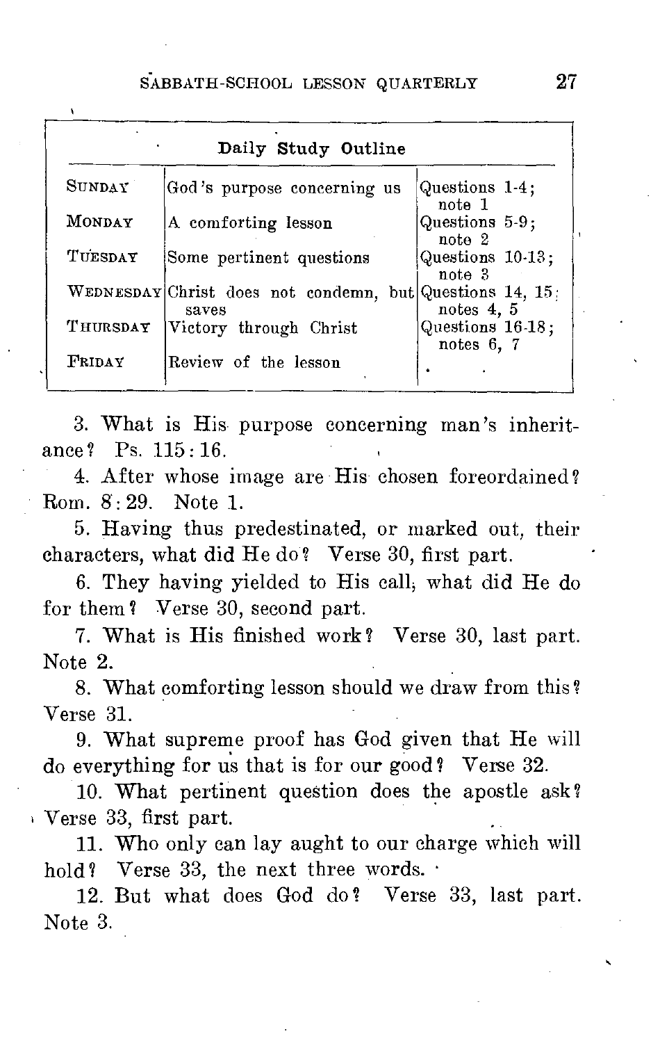| Daily Study Outline | | |
|---|---|---|
| SUNDAY | God's purpose concerning us | Questions 1-4; note 1 |
| MONDAY | A comforting lesson | Questions 5-9; note 2 |
| TUESDAY | Some pertinent questions | Questions 10-13; note 3 |
| WEDNESDAY | Christ does not condemn, but saves | Questions 14, 15; notes 4, 5 |
| THURSDAY | Victory through Christ | Questions 16-18; notes 6, 7 |
| FRIDAY | Review of the lesson | |

3. What is His purpose concerning man's inheritance? Ps. 115:16.

4. After whose image are His chosen foreordained? Rom. 8:29. Note 1.

5. Having thus predestinated, or marked out, their characters, what did He do? Verse 30, first part.

6. They having yielded to His call, what did He do for them? Verse 30, second part.

7. What is His finished work? Verse 30, last part. Note 2.

8. What comforting lesson should we draw from this? Verse 31.

9. What supreme proof has God given that He will do everything for us that is for our good? Verse 32.

10. What pertinent question does the apostle ask? Verse 33, first part.

11. Who only can lay aught to our charge which will hold? Verse 33, the next three words.

12. But what does God do? Verse 33, last part. Note 3.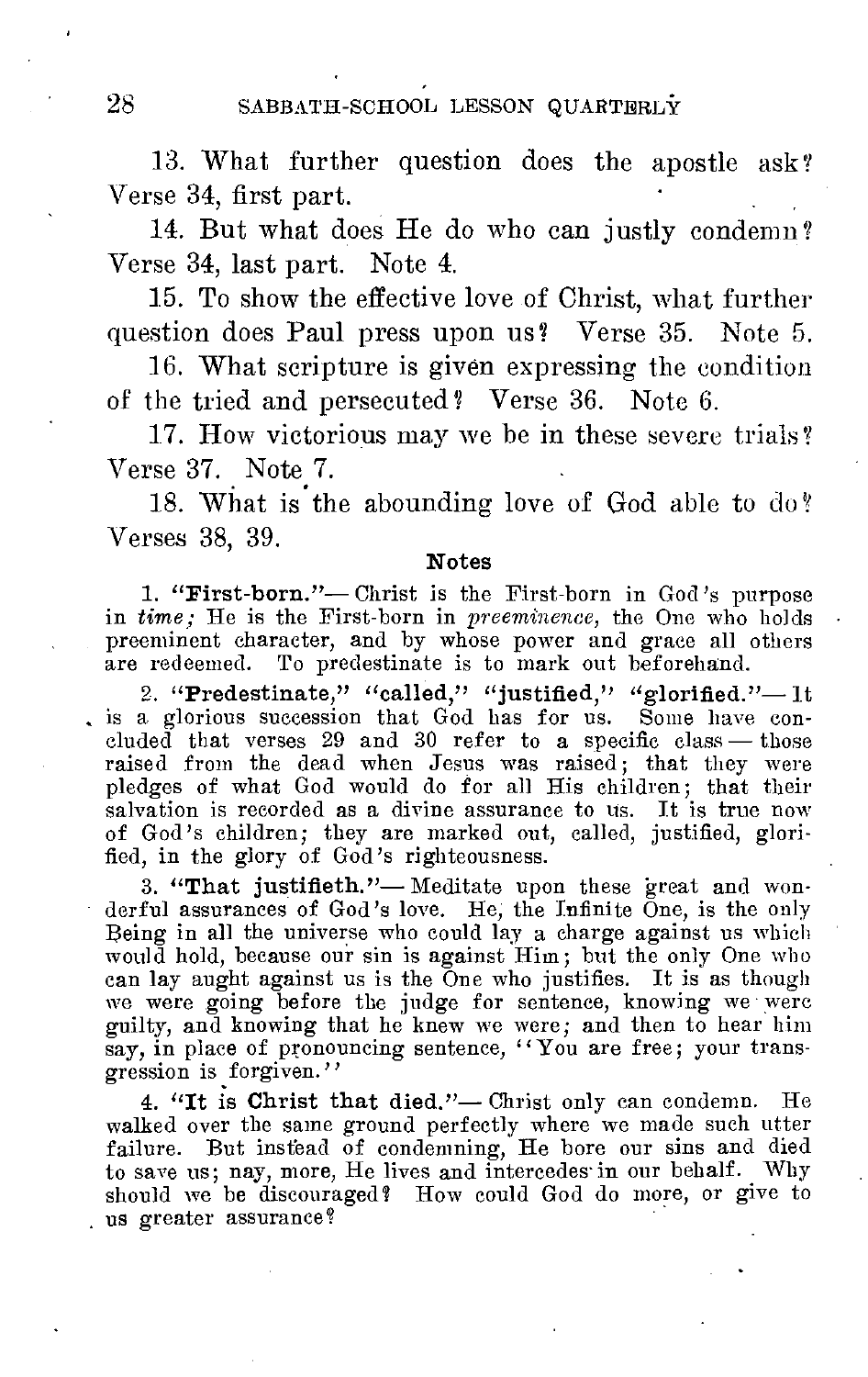13. What further question does the apostle ask? Verse 34, first part.

14. But what does He do who can justly condemn? Verse 34, last part. Note 4.

15. To show the effective love of Christ, what further question does Paul press upon us? Verse 35. Note 5.

16. What scripture is given expressing the condition of the tried and persecuted? Verse 36. Note 6.

17. How victorious may we be in these severe trials? Verse 37. Note 7.

18. What is the abounding love of God able to do? Verses 38, 39.

## Notes

1. **"First-born."**— Christ is the First-born in God's purpose in *time;* He is the First-born in *preeminence,* the One who holds preeminent character, and by whose power and grace all others are redeemed. To predestinate is to mark out beforehand.

2. **"Predestinate," "called," "justified," "glorified."**— It is a glorious succession that God has for us. Some have concluded that verses 29 and 30 refer to a specific class — those raised from the dead when Jesus was raised; that they were pledges of what God would do for all His children; that their salvation is recorded as a divine assurance to us. It is true now of God's children; they are marked out, called, justified, glorified, in the glory of God's righteousness.

3. **"That justifieth."**— Meditate upon these great and wonderful assurances of God's love. He, the Infinite One, is the only Being in all the universe who could lay a charge against us which would hold, because our sin is against Him; but the only One who can lay aught against us is the One who justifies. It is as though we were going before the judge for sentence, knowing we were guilty, and knowing that he knew we were; and then to hear him say, in place of pronouncing sentence, "You are free; your transgression is forgiven."

4. **"It is Christ that died."**— Christ only can condemn. He walked over the same ground perfectly where we made such utter failure. But instead of condemning, He bore our sins and died to save us; nay, more, He lives and intercedes in our behalf. Why should we be discouraged? How could God do more, or give to us greater assurance?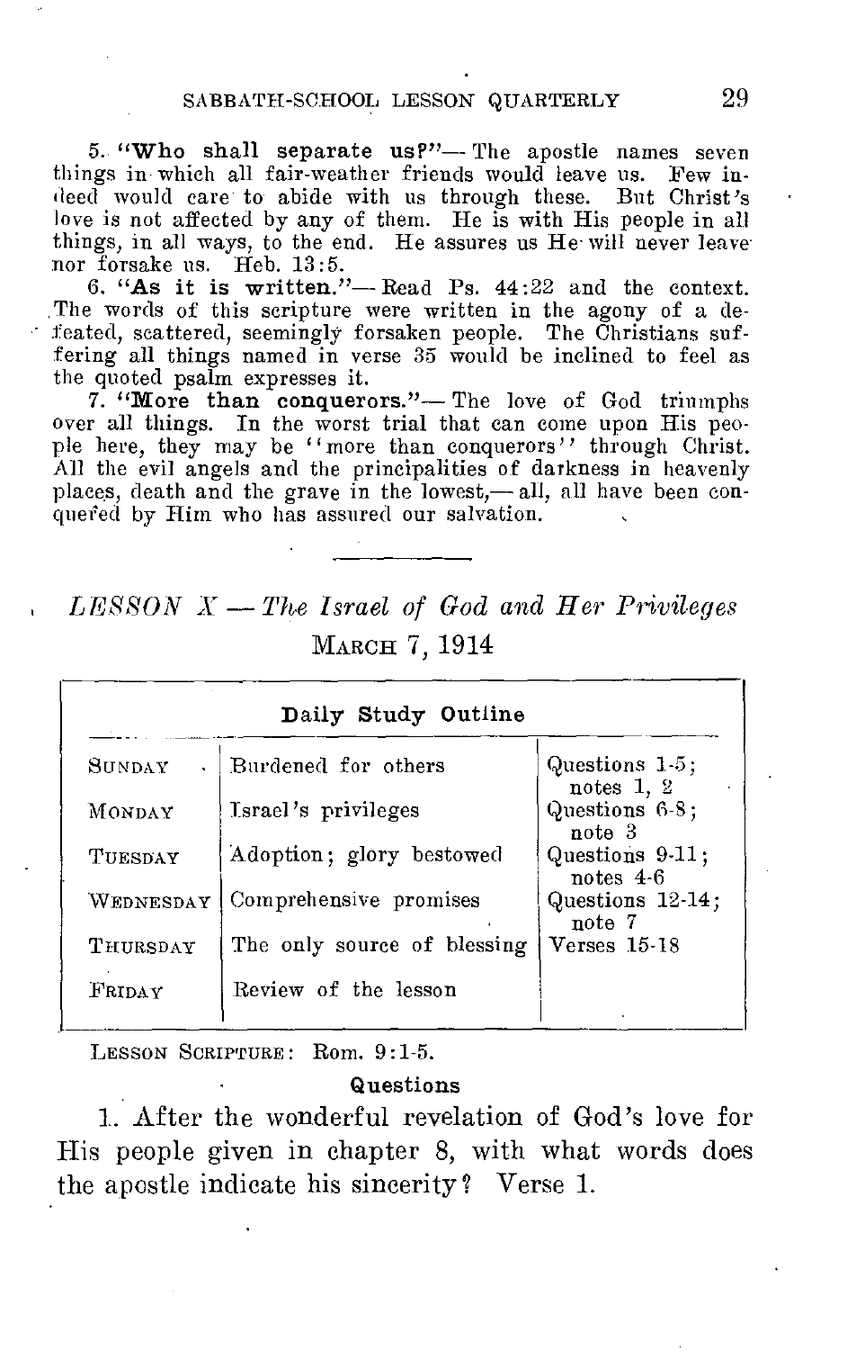5. **"Who shall separate us?"**— The apostle names seven things in which all fair-weather friends would leave us. Few indeed would care to abide with us through these. But Christ's love is not affected by any of them. He is with His people in all things, in all ways, to the end. He assures us He will never leave nor forsake us. Heb. 13:5.

6. **"As it is written."**— Read Ps. 44:22 and the context. The words of this scripture were written in the agony of a defeated, scattered, seemingly forsaken people. The Christians suffering all things named in verse 35 would be inclined to feel as the quoted psalm expresses it.

7. **"More than conquerors."**— The love of God triumphs over all things. In the worst trial that can come upon His people here, they may be "more than conquerors" through Christ. All the evil angels and the principalities of darkness in heavenly places, death and the grave in the lowest,— all, all have been conquered by Him who has assured our salvation.

---

## *LESSON X — The Israel of God and Her Privileges*

### MARCH 7, 1914

**Daily Study Outline**

| | | |
|---|---|---|
| SUNDAY | Burdened for others | Questions 1-5; notes 1, 2 |
| MONDAY | Israel's privileges | Questions 6-8; note 3 |
| TUESDAY | Adoption; glory bestowed | Questions 9-11; notes 4-6 |
| WEDNESDAY | Comprehensive promises | Questions 12-14; note 7 |
| THURSDAY | The only source of blessing | Verses 15-18 |
| FRIDAY | Review of the lesson | |

LESSON SCRIPTURE: Rom. 9:1-5.

**Questions**

1. After the wonderful revelation of God's love for His people given in chapter 8, with what words does the apostle indicate his sincerity? Verse 1.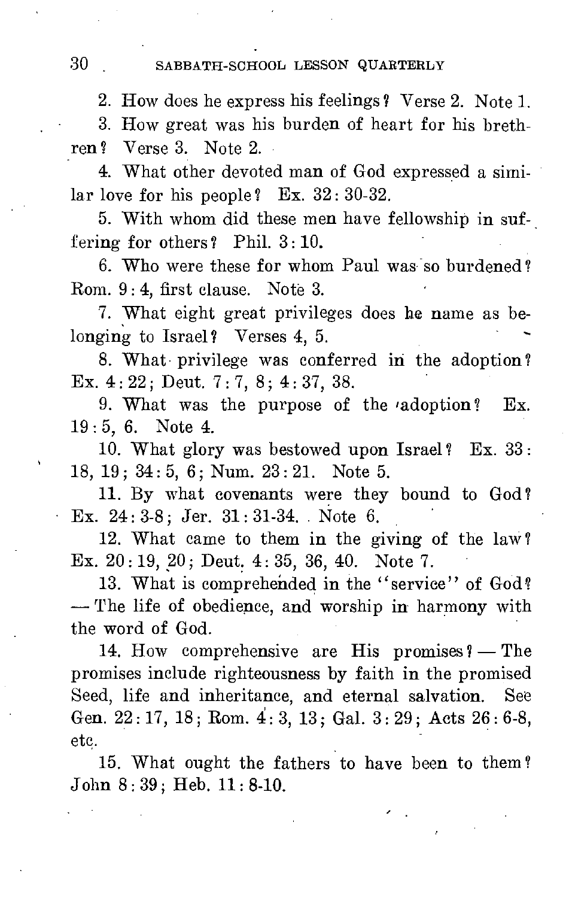2. How does he express his feelings? Verse 2. Note 1.

3. How great was his burden of heart for his brethren? Verse 3. Note 2.

4. What other devoted man of God expressed a similar love for his people? Ex. 32: 30-32.

5. With whom did these men have fellowship in suffering for others? Phil. 3: 10.

6. Who were these for whom Paul was so burdened? Rom. 9: 4, first clause. Note 3.

7. What eight great privileges does he name as belonging to Israel? Verses 4, 5.

8. What privilege was conferred in the adoption? Ex. 4: 22; Deut. 7: 7, 8; 4: 37, 38.

9. What was the purpose of the adoption? Ex. 19: 5, 6. Note 4.

10. What glory was bestowed upon Israel? Ex. 33: 18, 19; 34: 5, 6; Num. 23: 21. Note 5.

11. By what covenants were they bound to God? Ex. 24: 3-8; Jer. 31: 31-34. Note 6.

12. What came to them in the giving of the law? Ex. 20: 19, 20; Deut. 4: 35, 36, 40. Note 7.

13. What is comprehended in the "service" of God? — The life of obedience, and worship in harmony with the word of God.

14. How comprehensive are His promises? — The promises include righteousness by faith in the promised Seed, life and inheritance, and eternal salvation. See Gen. 22: 17, 18; Rom. 4: 3, 13; Gal. 3: 29; Acts 26: 6-8, etc.

15. What ought the fathers to have been to them? John 8: 39; Heb. 11: 8-10.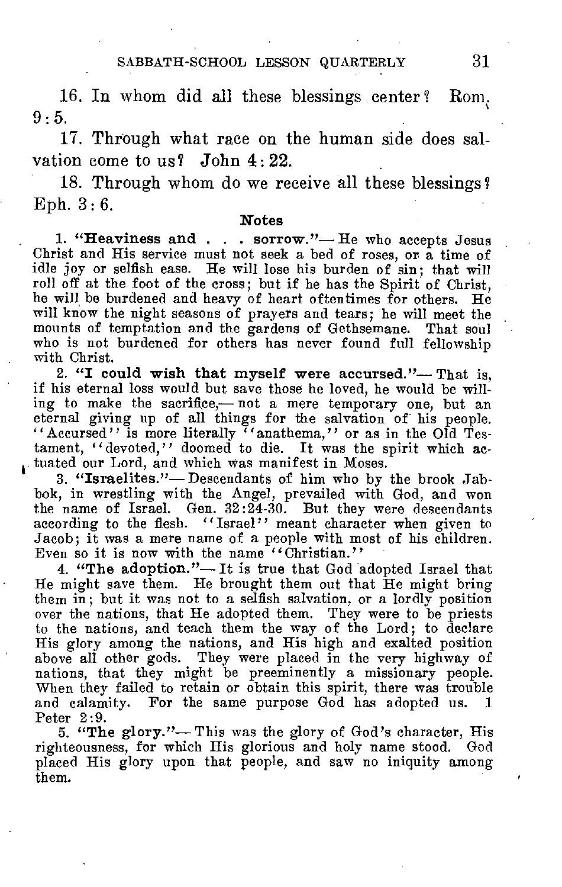16. In whom did all these blessings center? Rom. 9:5.

17. Through what race on the human side does salvation come to us? John 4:22.

18. Through whom do we receive all these blessings? Eph. 3:6.

### Notes

1. **"Heaviness and . . . sorrow."**— He who accepts Jesus Christ and His service must not seek a bed of roses, or a time of idle joy or selfish ease. He will lose his burden of sin; that will roll off at the foot of the cross; but if he has the Spirit of Christ, he will be burdened and heavy of heart oftentimes for others. He will know the night seasons of prayers and tears; he will meet the mounts of temptation and the gardens of Gethsemane. That soul who is not burdened for others has never found full fellowship with Christ.

2. **"I could wish that myself were accursed."**— That is, if his eternal loss would but save those he loved, he would be willing to make the sacrifice,— not a mere temporary one, but an eternal giving up of all things for the salvation of his people. "Accursed" is more literally "anathema," or as in the Old Testament, "devoted," doomed to die. It was the spirit which actuated our Lord, and which was manifest in Moses.

3. **"Israelites."**— Descendants of him who by the brook Jabbok, in wrestling with the Angel, prevailed with God, and won the name of Israel. Gen. 32:24-30. But they were descendants according to the flesh. "Israel" meant character when given to Jacob; it was a mere name of a people with most of his children. Even so it is now with the name "Christian."

4. **"The adoption."**— It is true that God adopted Israel that He might save them. He brought them out that He might bring them in; but it was not to a selfish salvation, or a lordly position over the nations, that He adopted them. They were to be priests to the nations, and teach them the way of the Lord; to declare His glory among the nations, and His high and exalted position above all other gods. They were placed in the very highway of nations, that they might be preeminently a missionary people. When they failed to retain or obtain this spirit, there was trouble and calamity. For the same purpose God has adopted us. 1 Peter 2:9.

5. **"The glory."**— This was the glory of God's character, His righteousness, for which His glorious and holy name stood. God placed His glory upon that people, and saw no iniquity among them.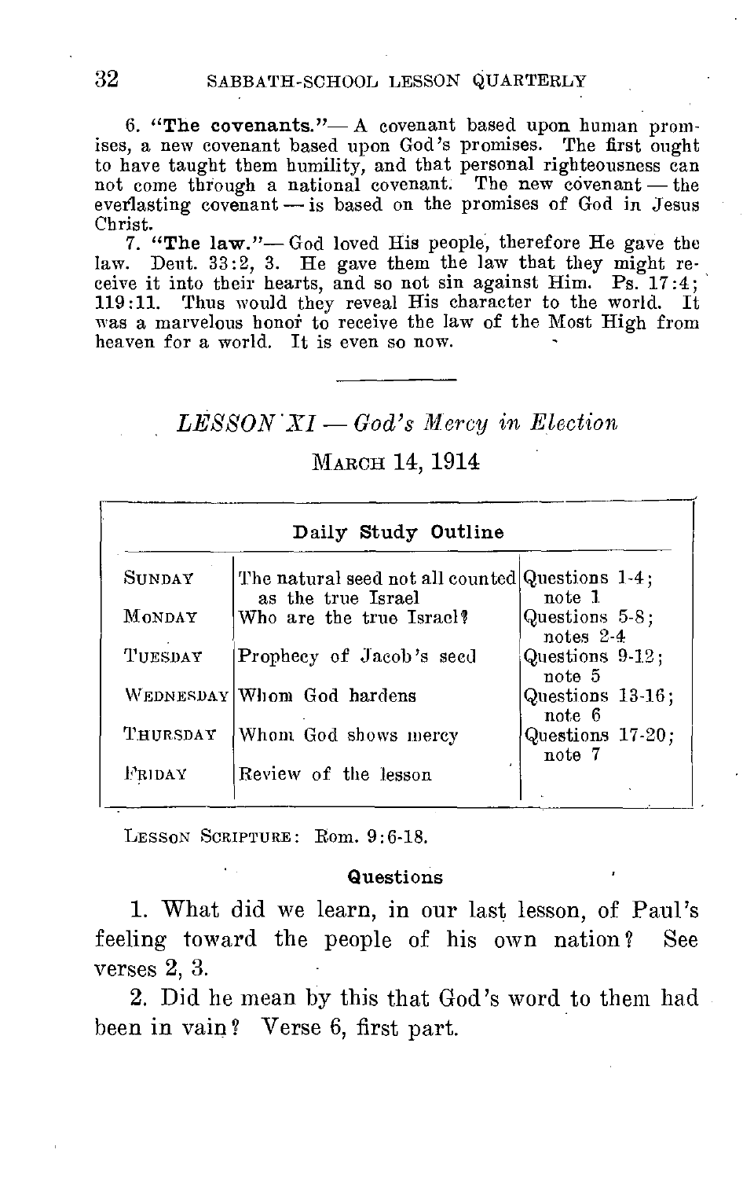6. **"The covenants."**— A covenant based upon human promises, a new covenant based upon God's promises. The first ought to have taught them humility, and that personal righteousness can not come through a national covenant. The new covenant — the everlasting covenant — is based on the promises of God in Jesus Christ.

7. **"The law."**— God loved His people, therefore He gave the law. Deut. 33:2, 3. He gave them the law that they might receive it into their hearts, and so not sin against Him. Ps. 17:4; 119:11. Thus would they reveal His character to the world. It was a marvelous honor to receive the law of the Most High from heaven for a world. It is even so now.

---

## *LESSON XI — God's Mercy in Election*

### MARCH 14, 1914

| Daily Study Outline | | |
|---|---|---|
| SUNDAY | The natural seed not all counted as the true Israel | Questions 1-4; note 1 |
| MONDAY | Who are the true Israel? | Questions 5-8; notes 2-4 |
| TUESDAY | Prophecy of Jacob's seed | Questions 9-12; note 5 |
| WEDNESDAY | Whom God hardens | Questions 13-16; note 6 |
| THURSDAY | Whom God shows mercy | Questions 17-20; note 7 |
| FRIDAY | Review of the lesson | |

LESSON SCRIPTURE: Rom. 9:6-18.

#### Questions

1. What did we learn, in our last lesson, of Paul's feeling toward the people of his own nation? See verses 2, 3.

2. Did he mean by this that God's word to them had been in vain? Verse 6, first part.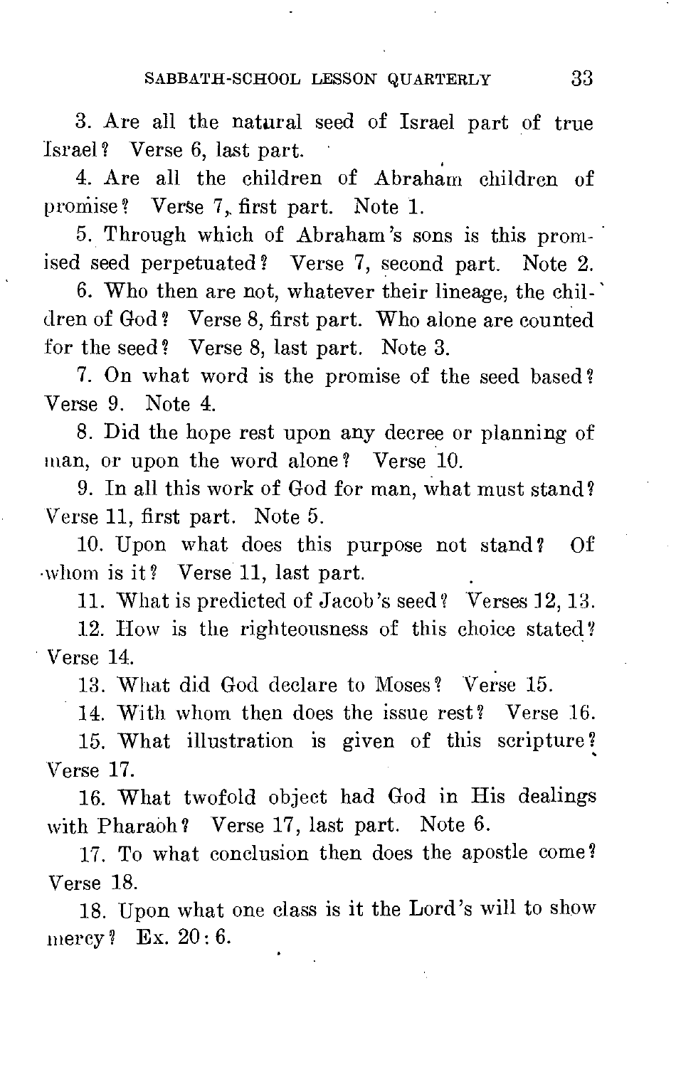3. Are all the natural seed of Israel part of true Israel? Verse 6, last part.

4. Are all the children of Abraham children of promise? Verse 7, first part. Note 1.

5. Through which of Abraham's sons is this promised seed perpetuated? Verse 7, second part. Note 2.

6. Who then are not, whatever their lineage, the children of God? Verse 8, first part. Who alone are counted for the seed? Verse 8, last part. Note 3.

7. On what word is the promise of the seed based? Verse 9. Note 4.

8. Did the hope rest upon any decree or planning of man, or upon the word alone? Verse 10.

9. In all this work of God for man, what must stand? Verse 11, first part. Note 5.

10. Upon what does this purpose not stand? Of whom is it? Verse 11, last part.

11. What is predicted of Jacob's seed? Verses 12, 13.

12. How is the righteousness of this choice stated? Verse 14.

13. What did God declare to Moses? Verse 15.

14. With whom then does the issue rest? Verse 16.

15. What illustration is given of this scripture? Verse 17.

16. What twofold object had God in His dealings with Pharaoh? Verse 17, last part. Note 6.

17. To what conclusion then does the apostle come? Verse 18.

18. Upon what one class is it the Lord's will to show mercy? Ex. 20: 6.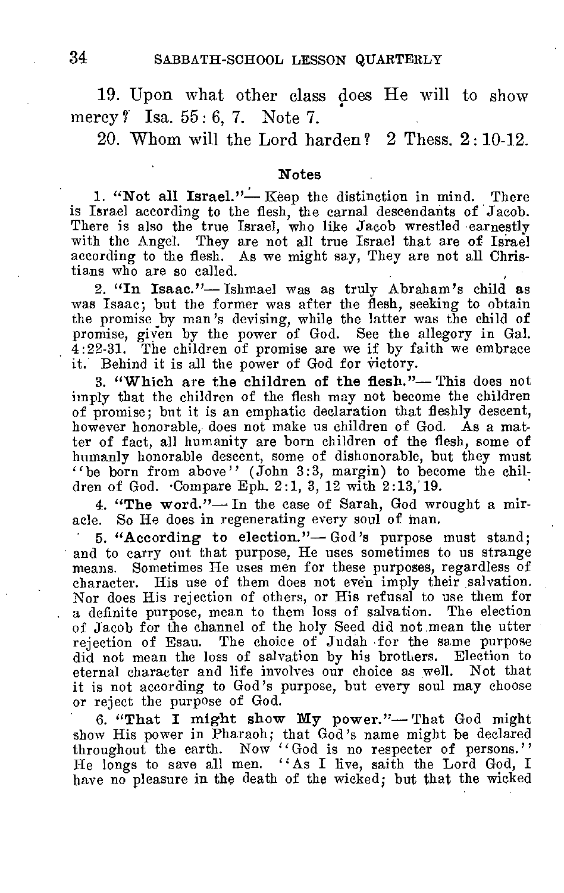19. Upon what other class does He will to show mercy? Isa. 55:6, 7. Note 7.

20. Whom will the Lord harden? 2 Thess. 2:10-12.

### Notes

1. **"Not all Israel."**— Keep the distinction in mind. There is Israel according to the flesh, the carnal descendants of Jacob. There is also the true Israel, who like Jacob wrestled earnestly with the Angel. They are not all true Israel that are of Israel according to the flesh. As we might say, They are not all Christians who are so called.

2. **"In Isaac."**— Ishmael was as truly Abraham's child as was Isaac; but the former was after the flesh, seeking to obtain the promise by man's devising, while the latter was the child of promise, given by the power of God. See the allegory in Gal. 4:22-31. The children of promise are we if by faith we embrace it. Behind it is all the power of God for victory.

3. **"Which are the children of the flesh."**— This does not imply that the children of the flesh may not become the children of promise; but it is an emphatic declaration that fleshly descent, however honorable, does not make us children of God. As a matter of fact, all humanity are born children of the flesh, some of humanly honorable descent, some of dishonorable, but they must "be born from above" (John 3:3, margin) to become the children of God. Compare Eph. 2:1, 3, 12 with 2:13, 19.

4. **"The word."**— In the case of Sarah, God wrought a miracle. So He does in regenerating every soul of man.

5. **"According to election."**— God's purpose must stand; and to carry out that purpose, He uses sometimes to us strange means. Sometimes He uses men for these purposes, regardless of character. His use of them does not even imply their salvation. Nor does His rejection of others, or His refusal to use them for a definite purpose, mean to them loss of salvation. The election of Jacob for the channel of the holy Seed did not mean the utter rejection of Esau. The choice of Judah for the same purpose did not mean the loss of salvation by his brothers. Election to eternal character and life involves our choice as well. Not that it is not according to God's purpose, but every soul may choose or reject the purpose of God.

6. **"That I might show My power."**— That God might show His power in Pharaoh; that God's name might be declared throughout the earth. Now "God is no respecter of persons." He longs to save all men. "As I live, saith the Lord God, I have no pleasure in the death of the wicked; but that the wicked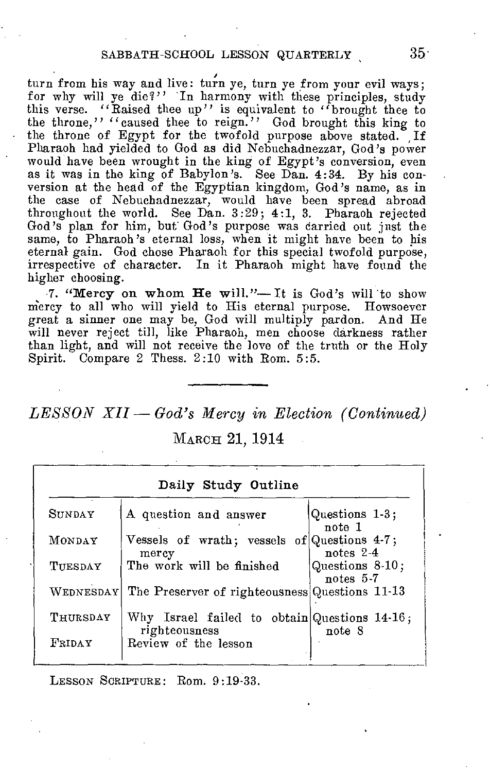turn from his way and live: turn ye, turn ye from your evil ways; for why will ye die?" In harmony with these principles, study this verse. "Raised thee up" is equivalent to "brought thee to the throne," "caused thee to reign." God brought this king to the throne of Egypt for the twofold purpose above stated. If Pharaoh had yielded to God as did Nebuchadnezzar, God's power would have been wrought in the king of Egypt's conversion, even as it was in the king of Babylon's. See Dan. 4:34. By his conversion at the head of the Egyptian kingdom, God's name, as in the case of Nebuchadnezzar, would have been spread abroad throughout the world. See Dan. 3:29; 4:1, 3. Pharaoh rejected God's plan for him, but God's purpose was carried out just the same, to Pharaoh's eternal loss, when it might have been to his eternal gain. God chose Pharaoh for this special twofold purpose, irrespective of character. In it Pharaoh might have found the higher choosing.

7. **"Mercy on whom He will."**— It is God's will to show mercy to all who will yield to His eternal purpose. Howsoever great a sinner one may be, God will multiply pardon. And He will never reject till, like Pharaoh, men choose darkness rather than light, and will not receive the love of the truth or the Holy Spirit. Compare 2 Thess. 2:10 with Rom. 5:5.

---

## *LESSON XII — God's Mercy in Election (Continued)*

### MARCH 21, 1914

**Daily Study Outline**

| | | |
|---|---|---|
| SUNDAY | A question and answer | Questions 1-3; note 1 |
| MONDAY | Vessels of wrath; vessels of mercy | Questions 4-7; notes 2-4 |
| TUESDAY | The work will be finished | Questions 8-10; notes 5-7 |
| WEDNESDAY | The Preserver of righteousness | Questions 11-13 |
| THURSDAY | Why Israel failed to obtain righteousness | Questions 14-16; note 8 |
| FRIDAY | Review of the lesson | |

LESSON SCRIPTURE: Rom. 9:19-33.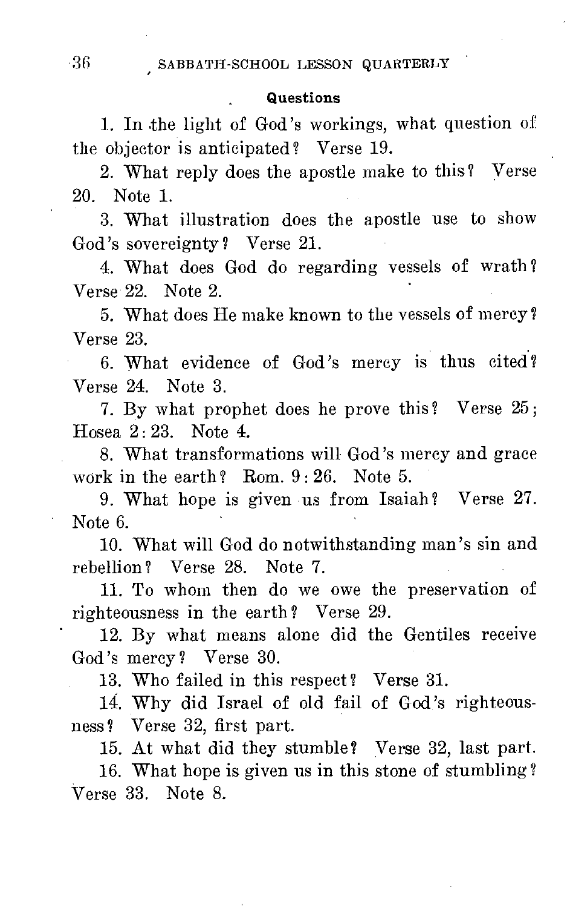#### Questions

1. In the light of God's workings, what question of the objector is anticipated? Verse 19.

2. What reply does the apostle make to this? Verse 20. Note 1.

3. What illustration does the apostle use to show God's sovereignty? Verse 21.

4. What does God do regarding vessels of wrath? Verse 22. Note 2.

5. What does He make known to the vessels of mercy? Verse 23.

6. What evidence of God's mercy is thus cited? Verse 24. Note 3.

7. By what prophet does he prove this? Verse 25; Hosea 2: 23. Note 4.

8. What transformations will God's mercy and grace work in the earth? Rom. 9: 26. Note 5.

9. What hope is given us from Isaiah? Verse 27. Note 6.

10. What will God do notwithstanding man's sin and rebellion? Verse 28. Note 7.

11. To whom then do we owe the preservation of righteousness in the earth? Verse 29.

12. By what means alone did the Gentiles receive God's mercy? Verse 30.

13. Who failed in this respect? Verse 31.

14. Why did Israel of old fail of God's righteousness? Verse 32, first part.

15. At what did they stumble? Verse 32, last part.

16. What hope is given us in this stone of stumbling? Verse 33. Note 8.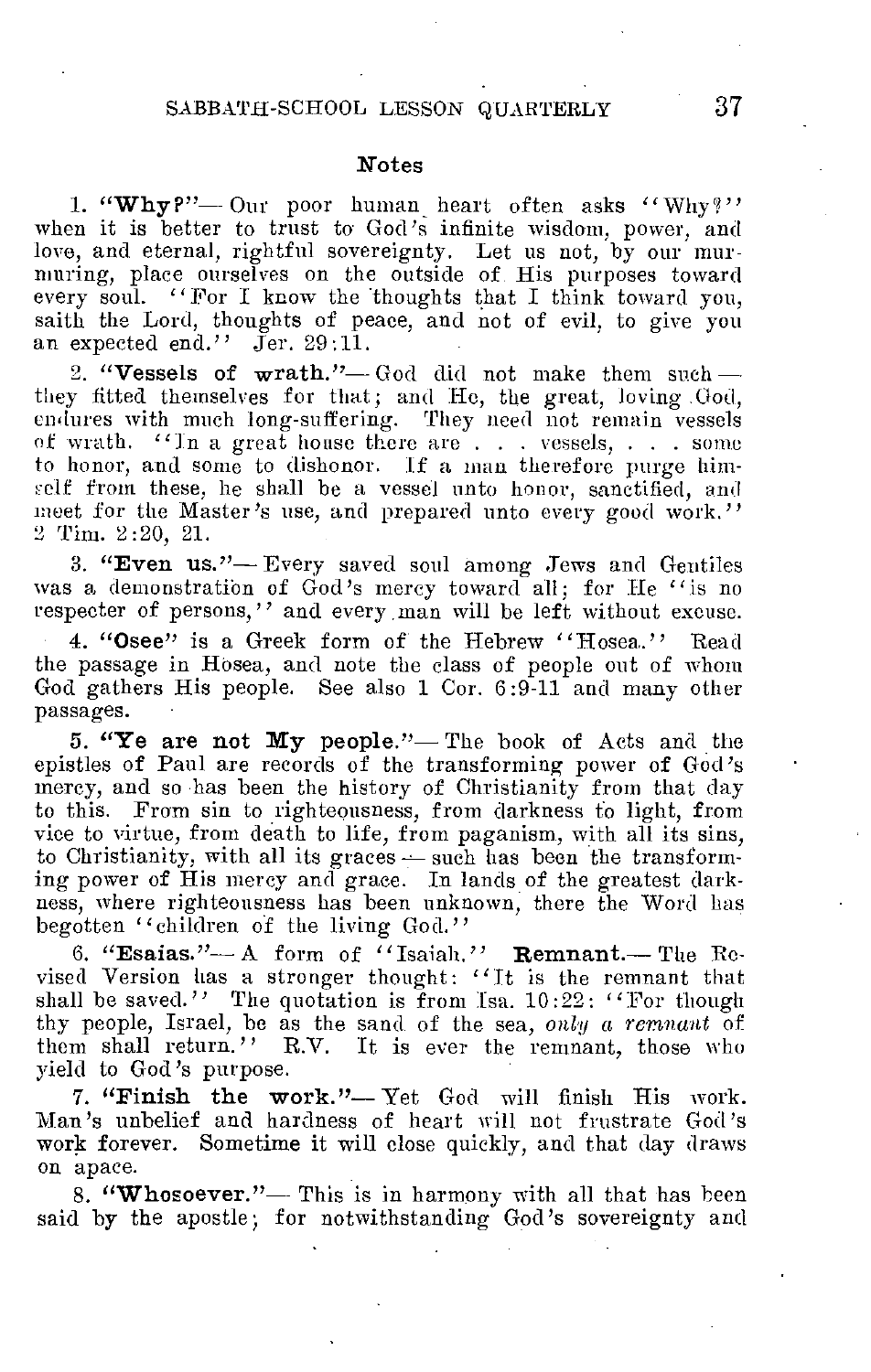## Notes

1. **"Why?"**— Our poor human heart often asks "Why?" when it is better to trust to God's infinite wisdom, power, and love, and eternal, rightful sovereignty. Let us not, by our murmuring, place ourselves on the outside of His purposes toward every soul. "For I know the thoughts that I think toward you, saith the Lord, thoughts of peace, and not of evil, to give you an expected end." Jer. 29:11.

2. **"Vessels of wrath."**— God did not make them such — they fitted themselves for that; and He, the great, loving God, endures with much long-suffering. They need not remain vessels of wrath. "In a great house there are . . . vessels, . . . some to honor, and some to dishonor. If a man therefore purge himself from these, he shall be a vessel unto honor, sanctified, and meet for the Master's use, and prepared unto every good work." 2 Tim. 2:20, 21.

3. **"Even us."**— Every saved soul among Jews and Gentiles was a demonstration of God's mercy toward all; for He "is no respecter of persons," and every man will be left without excuse.

4. **"Osee"** is a Greek form of the Hebrew "Hosea." Read the passage in Hosea, and note the class of people out of whom God gathers His people. See also 1 Cor. 6:9-11 and many other passages.

5. **"Ye are not My people."**— The book of Acts and the epistles of Paul are records of the transforming power of God's mercy, and so has been the history of Christianity from that day to this. From sin to righteousness, from darkness to light, from vice to virtue, from death to life, from paganism, with all its sins, to Christianity, with all its graces — such has been the transforming power of His mercy and grace. In lands of the greatest darkness, where righteousness has been unknown, there the Word has begotten "children of the living God."

6. **"Esaias."**— A form of "Isaiah." **Remnant.**— The Revised Version has a stronger thought: "It is the remnant that shall be saved." The quotation is from Isa. 10:22: "For though thy people, Israel, be as the sand of the sea, *only a remnant* of them shall return." R.V. It is ever the remnant, those who yield to God's purpose.

7. **"Finish the work."**— Yet God will finish His work. Man's unbelief and hardness of heart will not frustrate God's work forever. Sometime it will close quickly, and that day draws on apace.

8. **"Whosoever."**— This is in harmony with all that has been said by the apostle; for notwithstanding God's sovereignty and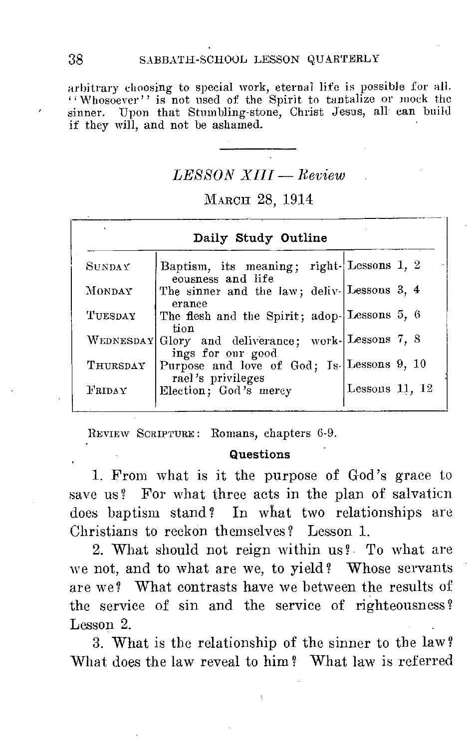arbitrary choosing to special work, eternal life is possible for all. "Whosoever" is not used of the Spirit to tantalize or mock the sinner. Upon that Stumbling-stone, Christ Jesus, all can build if they will, and not be ashamed.

---

## *LESSON XIII — Review*

MARCH 28, 1914

| Daily Study Outline | | |
|---|---|---|
| SUNDAY | Baptism, its meaning; righteousness and life | Lessons 1, 2 |
| MONDAY | The sinner and the law; deliverance | Lessons 3, 4 |
| TUESDAY | The flesh and the Spirit; adoption | Lessons 5, 6 |
| WEDNESDAY | Glory and deliverance; workings for our good | Lessons 7, 8 |
| THURSDAY | Purpose and love of God; Israel's privileges | Lessons 9, 10 |
| FRIDAY | Election; God's mercy | Lessons 11, 12 |

REVIEW SCRIPTURE: Romans, chapters 6-9.

### Questions

1. From what is it the purpose of God's grace to save us? For what three acts in the plan of salvation does baptism stand? In what two relationships are Christians to reckon themselves? Lesson 1.

2. What should not reign within us? To what are we not, and to what are we, to yield? Whose servants are we? What contrasts have we between the results of the service of sin and the service of righteousness? Lesson 2.

3. What is the relationship of the sinner to the law? What does the law reveal to him? What law is referred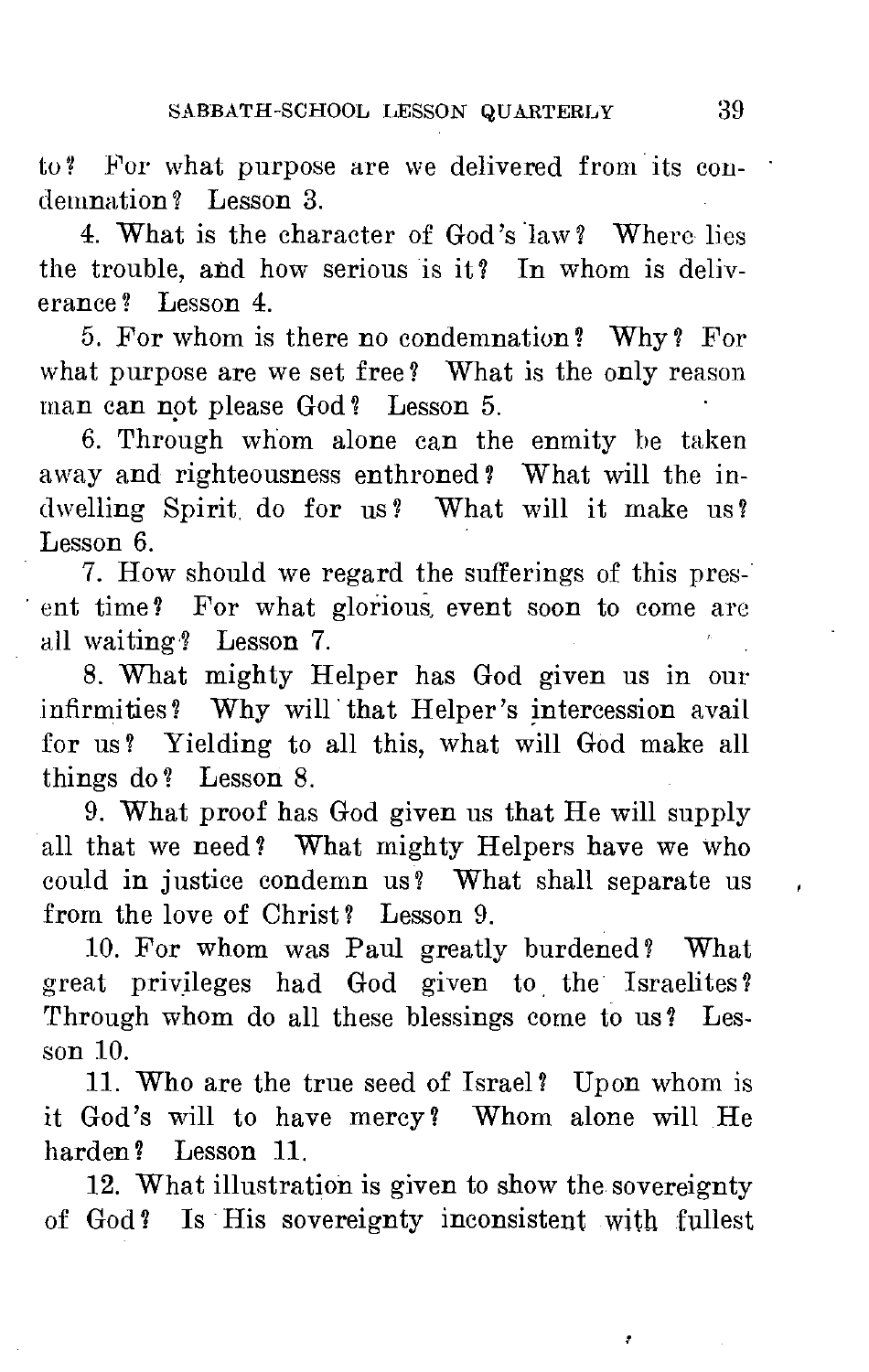to? For what purpose are we delivered from its condemnation? Lesson 3.

4. What is the character of God's law? Where lies the trouble, and how serious is it? In whom is deliverance? Lesson 4.

5. For whom is there no condemnation? Why? For what purpose are we set free? What is the only reason man can not please God? Lesson 5.

6. Through whom alone can the enmity be taken away and righteousness enthroned? What will the indwelling Spirit do for us? What will it make us? Lesson 6.

7. How should we regard the sufferings of this present time? For what glorious event soon to come are all waiting? Lesson 7.

8. What mighty Helper has God given us in our infirmities? Why will that Helper's intercession avail for us? Yielding to all this, what will God make all things do? Lesson 8.

9. What proof has God given us that He will supply all that we need? What mighty Helpers have we who could in justice condemn us? What shall separate us from the love of Christ? Lesson 9.

10. For whom was Paul greatly burdened? What great privileges had God given to the Israelites? Through whom do all these blessings come to us? Lesson 10.

11. Who are the true seed of Israel? Upon whom is it God's will to have mercy? Whom alone will He harden? Lesson 11.

12. What illustration is given to show the sovereignty of God? Is His sovereignty inconsistent with fullest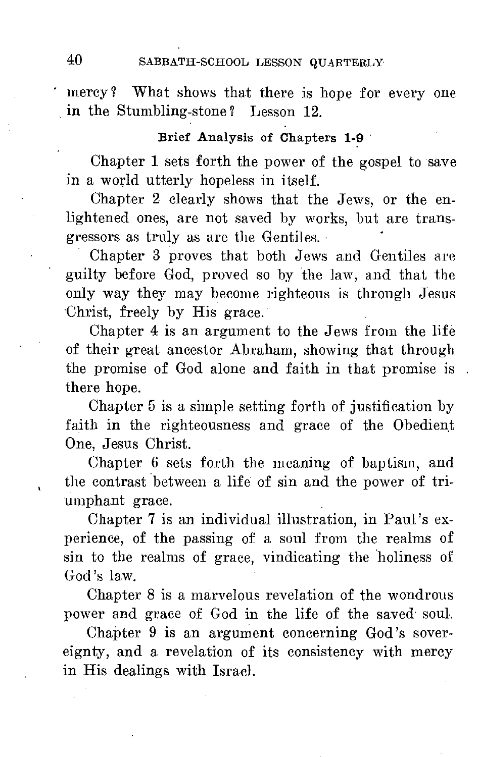mercy? What shows that there is hope for every one in the Stumbling-stone? Lesson 12.

### Brief Analysis of Chapters 1-9

Chapter 1 sets forth the power of the gospel to save in a world utterly hopeless in itself.

Chapter 2 clearly shows that the Jews, or the enlightened ones, are not saved by works, but are transgressors as truly as are the Gentiles.

Chapter 3 proves that both Jews and Gentiles are guilty before God, proved so by the law, and that the only way they may become righteous is through Jesus Christ, freely by His grace.

Chapter 4 is an argument to the Jews from the life of their great ancestor Abraham, showing that through the promise of God alone and faith in that promise is there hope.

Chapter 5 is a simple setting forth of justification by faith in the righteousness and grace of the Obedient One, Jesus Christ.

Chapter 6 sets forth the meaning of baptism, and the contrast between a life of sin and the power of triumphant grace.

Chapter 7 is an individual illustration, in Paul's experience, of the passing of a soul from the realms of sin to the realms of grace, vindicating the holiness of God's law.

Chapter 8 is a marvelous revelation of the wondrous power and grace of God in the life of the saved soul.

Chapter 9 is an argument concerning God's sovereignty, and a revelation of its consistency with mercy in His dealings with Israel.